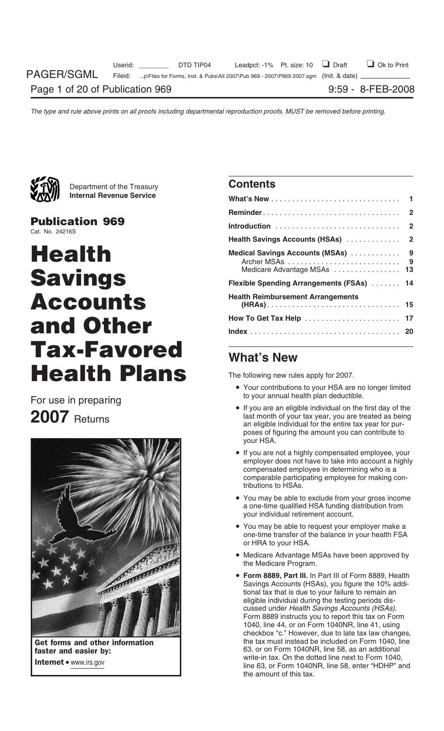Department of the Treasury
**Internal Revenue Service**

**Publication 969**
Cat. No. 24216S

# Health Savings Accounts and Other Tax-Favored Health Plans

For use in preparing

**2007** Returns

**Get forms and other information faster and easier by:**

**Internet** • www.irs.gov

## Contents

| | |
|---|---|
| **What's New** | **1** |
| **Reminder** | **2** |
| **Introduction** | **2** |
| **Health Savings Accounts (HSAs)** | **2** |
| **Medical Savings Accounts (MSAs)** | **9** |
| Archer MSAs | 9 |
| Medicare Advantage MSAs | 13 |
| **Flexible Spending Arrangements (FSAs)** | **14** |
| **Health Reimbursement Arrangements (HRAs)** | **15** |
| **How To Get Tax Help** | **17** |
| **Index** | **20** |

## What's New

The following new rules apply for 2007.

- Your contributions to your HSA are no longer limited to your annual health plan deductible.
- If you are an eligible individual on the first day of the last month of your tax year, you are treated as being an eligible individual for the entire tax year for purposes of figuring the amount you can contribute to your HSA.
- If you are not a highly compensated employee, your employer does not have to take into account a highly compensated employee in determining who is a comparable participating employee for making contributions to HSAs.
- You may be able to exclude from your gross income a one-time qualified HSA funding distribution from your individual retirement account.
- You may be able to request your employer make a one-time transfer of the balance in your health FSA or HRA to your HSA.
- Medicare Advantage MSAs have been approved by the Medicare Program.
- **Form 8889, Part III.** In Part III of Form 8889, Health Savings Accounts (HSAs), you figure the 10% additional tax that is due to your failure to remain an eligible individual during the testing periods discussed under *Health Savings Accounts (HSAs).* Form 8889 instructs you to report this tax on Form 1040, line 44, or on Form 1040NR, line 41, using checkbox "c." However, due to late tax law changes, the tax must instead be included on Form 1040, line 63, or on Form 1040NR, line 58, as an additional write-in tax. On the dotted line next to Form 1040, line 63, or Form 1040NR, line 58, enter "HDHP" and the amount of this tax.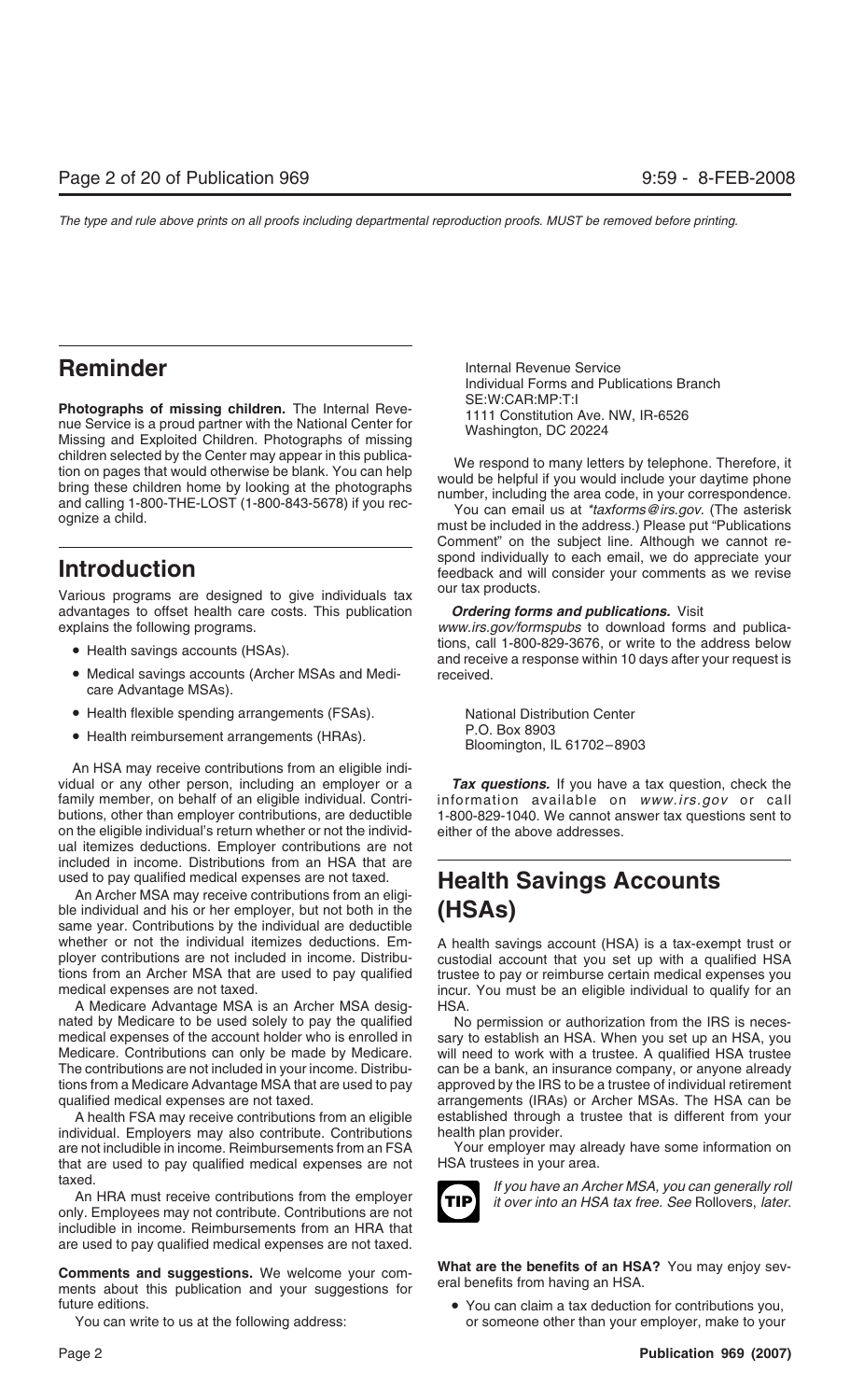## Reminder

**Photographs of missing children.** The Internal Revenue Service is a proud partner with the National Center for Missing and Exploited Children. Photographs of missing children selected by the Center may appear in this publication on pages that would otherwise be blank. You can help bring these children home by looking at the photographs and calling 1-800-THE-LOST (1-800-843-5678) if you recognize a child.

## Introduction

Various programs are designed to give individuals tax advantages to offset health care costs. This publication explains the following programs.

- Health savings accounts (HSAs).
- Medical savings accounts (Archer MSAs and Medicare Advantage MSAs).
- Health flexible spending arrangements (FSAs).
- Health reimbursement arrangements (HRAs).

An HSA may receive contributions from an eligible individual or any other person, including an employer or a family member, on behalf of an eligible individual. Contributions, other than employer contributions, are deductible on the eligible individual's return whether or not the individual itemizes deductions. Employer contributions are not included in income. Distributions from an HSA that are used to pay qualified medical expenses are not taxed.

An Archer MSA may receive contributions from an eligible individual and his or her employer, but not both in the same year. Contributions by the individual are deductible whether or not the individual itemizes deductions. Employer contributions are not included in income. Distributions from an Archer MSA that are used to pay qualified medical expenses are not taxed.

A Medicare Advantage MSA is an Archer MSA designated by Medicare to be used solely to pay the qualified medical expenses of the account holder who is enrolled in Medicare. Contributions can only be made by Medicare. The contributions are not included in your income. Distributions from a Medicare Advantage MSA that are used to pay qualified medical expenses are not taxed.

A health FSA may receive contributions from an eligible individual. Employers may also contribute. Contributions are not includible in income. Reimbursements from an FSA that are used to pay qualified medical expenses are not taxed.

An HRA must receive contributions from the employer only. Employees may not contribute. Contributions are not includible in income. Reimbursements from an HRA that are used to pay qualified medical expenses are not taxed.

**Comments and suggestions.** We welcome your comments about this publication and your suggestions for future editions.

You can write to us at the following address:

Internal Revenue Service
Individual Forms and Publications Branch
SE:W:CAR:MP:T:I
1111 Constitution Ave. NW, IR-6526
Washington, DC 20224

We respond to many letters by telephone. Therefore, it would be helpful if you would include your daytime phone number, including the area code, in your correspondence.

You can email us at *taxforms@irs.gov*. (The asterisk must be included in the address.) Please put "Publications Comment" on the subject line. Although we cannot respond individually to each email, we do appreciate your feedback and will consider your comments as we revise our tax products.

***Ordering forms and publications.*** Visit *www.irs.gov/formspubs* to download forms and publications, call 1-800-829-3676, or write to the address below and receive a response within 10 days after your request is received.

National Distribution Center
P.O. Box 8903
Bloomington, IL 61702–8903

***Tax questions.*** If you have a tax question, check the information available on *www.irs.gov* or call 1-800-829-1040. We cannot answer tax questions sent to either of the above addresses.

# Health Savings Accounts (HSAs)

A health savings account (HSA) is a tax-exempt trust or custodial account that you set up with a qualified HSA trustee to pay or reimburse certain medical expenses you incur. You must be an eligible individual to qualify for an HSA.

No permission or authorization from the IRS is necessary to establish an HSA. When you set up an HSA, you will need to work with a trustee. A qualified HSA trustee can be a bank, an insurance company, or anyone already approved by the IRS to be a trustee of individual retirement arrangements (IRAs) or Archer MSAs. The HSA can be established through a trustee that is different from your health plan provider.

Your employer may already have some information on HSA trustees in your area.

**TIP** *If you have an Archer MSA, you can generally roll it over into an HSA tax free. See* Rollovers, *later.*

**What are the benefits of an HSA?** You may enjoy several benefits from having an HSA.

- You can claim a tax deduction for contributions you, or someone other than your employer, make to your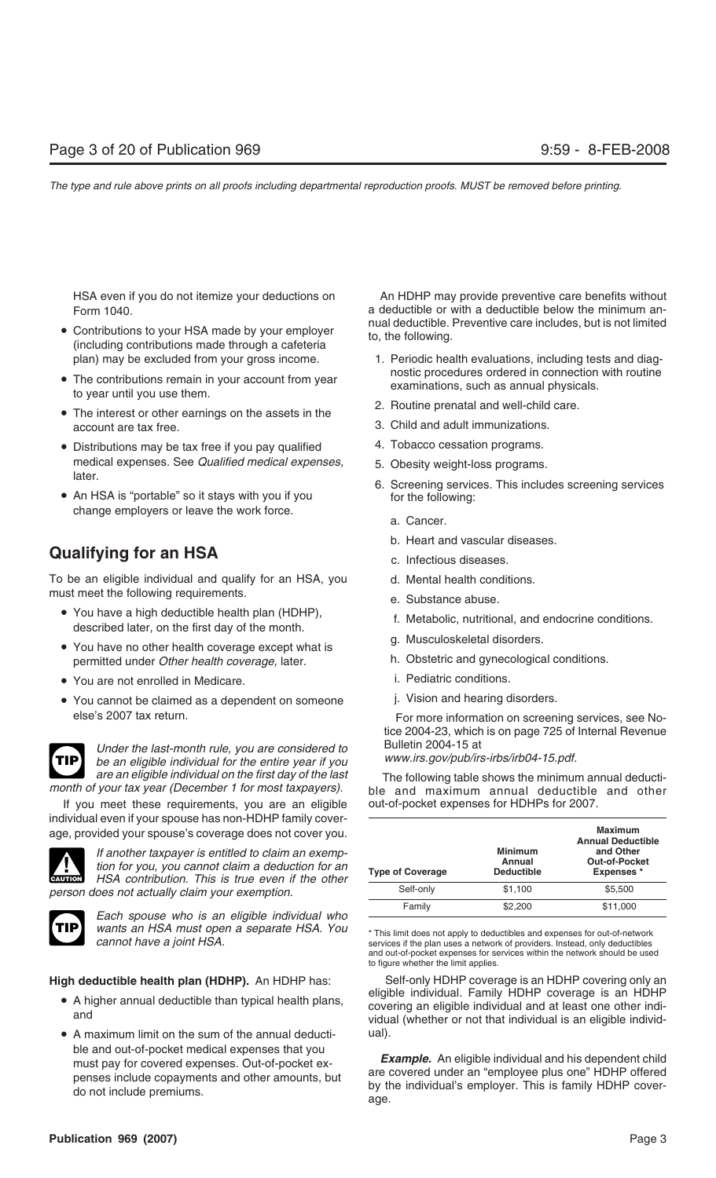HSA even if you do not itemize your deductions on Form 1040.

- Contributions to your HSA made by your employer (including contributions made through a cafeteria plan) may be excluded from your gross income.
- The contributions remain in your account from year to year until you use them.
- The interest or other earnings on the assets in the account are tax free.
- Distributions may be tax free if you pay qualified medical expenses. See *Qualified medical expenses,* later.
- An HSA is "portable" so it stays with you if you change employers or leave the work force.

## Qualifying for an HSA

To be an eligible individual and qualify for an HSA, you must meet the following requirements.

- You have a high deductible health plan (HDHP), described later, on the first day of the month.
- You have no other health coverage except what is permitted under *Other health coverage,* later.
- You are not enrolled in Medicare.
- You cannot be claimed as a dependent on someone else's 2007 tax return.

**TIP** *Under the last-month rule, you are considered to be an eligible individual for the entire year if you are an eligible individual on the first day of the last month of your tax year (December 1 for most taxpayers).*

If you meet these requirements, you are an eligible individual even if your spouse has non-HDHP family coverage, provided your spouse's coverage does not cover you.

**CAUTION** *If another taxpayer is entitled to claim an exemption for you, you cannot claim a deduction for an HSA contribution. This is true even if the other person does not actually claim your exemption.*

**TIP** *Each spouse who is an eligible individual who wants an HSA must open a separate HSA. You cannot have a joint HSA.*

**High deductible health plan (HDHP).** An HDHP has:

- A higher annual deductible than typical health plans, and
- A maximum limit on the sum of the annual deductible and out-of-pocket medical expenses that you must pay for covered expenses. Out-of-pocket expenses include copayments and other amounts, but do not include premiums.

An HDHP may provide preventive care benefits without a deductible or with a deductible below the minimum annual deductible. Preventive care includes, but is not limited to, the following.

1. Periodic health evaluations, including tests and diagnostic procedures ordered in connection with routine examinations, such as annual physicals.
2. Routine prenatal and well-child care.
3. Child and adult immunizations.
4. Tobacco cessation programs.
5. Obesity weight-loss programs.
6. Screening services. This includes screening services for the following:
   a. Cancer.
   b. Heart and vascular diseases.
   c. Infectious diseases.
   d. Mental health conditions.
   e. Substance abuse.
   f. Metabolic, nutritional, and endocrine conditions.
   g. Musculoskeletal disorders.
   h. Obstetric and gynecological conditions.
   i. Pediatric conditions.
   j. Vision and hearing disorders.

For more information on screening services, see Notice 2004-23, which is on page 725 of Internal Revenue Bulletin 2004-15 at *www.irs.gov/pub/irs-irbs/irb04-15.pdf.*

The following table shows the minimum annual deductible and maximum annual deductible and other out-of-pocket expenses for HDHPs for 2007.

| Type of Coverage | Minimum Annual Deductible | Maximum Annual Deductible and Other Out-of-Pocket Expenses * |
|---|---|---|
| Self-only | $1,100 | $5,500 |
| Family | $2,200 | $11,000 |

\* This limit does not apply to deductibles and expenses for out-of-network services if the plan uses a network of providers. Instead, only deductibles and out-of-pocket expenses for services within the network should be used to figure whether the limit applies.

Self-only HDHP coverage is an HDHP covering only an eligible individual. Family HDHP coverage is an HDHP covering an eligible individual and at least one other individual (whether or not that individual is an eligible individual).

***Example.*** An eligible individual and his dependent child are covered under an "employee plus one" HDHP offered by the individual's employer. This is family HDHP coverage.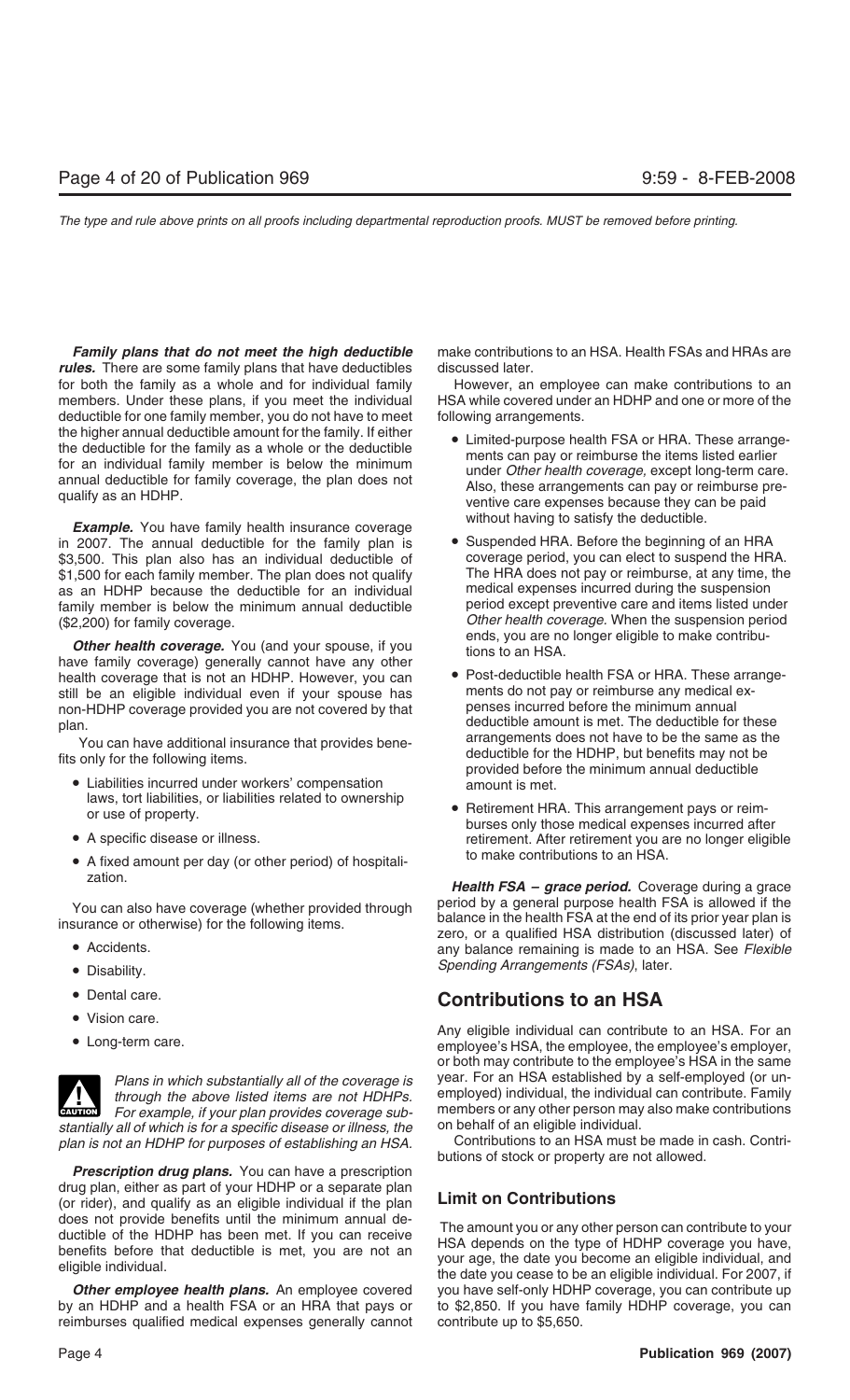***Family plans that do not meet the high deductible rules.*** There are some family plans that have deductibles for both the family as a whole and for individual family members. Under these plans, if you meet the individual deductible for one family member, you do not have to meet the higher annual deductible amount for the family. If either the deductible for the family as a whole or the deductible for an individual family member is below the minimum annual deductible for family coverage, the plan does not qualify as an HDHP.

***Example.*** You have family health insurance coverage in 2007. The annual deductible for the family plan is $3,500. This plan also has an individual deductible of $1,500 for each family member. The plan does not qualify as an HDHP because the deductible for an individual family member is below the minimum annual deductible ($2,200) for family coverage.

***Other health coverage.*** You (and your spouse, if you have family coverage) generally cannot have any other health coverage that is not an HDHP. However, you can still be an eligible individual even if your spouse has non-HDHP coverage provided you are not covered by that plan.

You can have additional insurance that provides benefits only for the following items.

- Liabilities incurred under workers' compensation laws, tort liabilities, or liabilities related to ownership or use of property.
- A specific disease or illness.
- A fixed amount per day (or other period) of hospitalization.

You can also have coverage (whether provided through insurance or otherwise) for the following items.

- Accidents.
- Disability.
- Dental care.
- Vision care.
- Long-term care.

**CAUTION** *Plans in which substantially all of the coverage is through the above listed items are not HDHPs. For example, if your plan provides coverage substantially all of which is for a specific disease or illness, the plan is not an HDHP for purposes of establishing an HSA.*

***Prescription drug plans.*** You can have a prescription drug plan, either as part of your HDHP or a separate plan (or rider), and qualify as an eligible individual if the plan does not provide benefits until the minimum annual deductible of the HDHP has been met. If you can receive benefits before that deductible is met, you are not an eligible individual.

***Other employee health plans.*** An employee covered by an HDHP and a health FSA or an HRA that pays or reimburses qualified medical expenses generally cannot make contributions to an HSA. Health FSAs and HRAs are discussed later.

However, an employee can make contributions to an HSA while covered under an HDHP and one or more of the following arrangements.

- Limited-purpose health FSA or HRA. These arrangements can pay or reimburse the items listed earlier under *Other health coverage,* except long-term care. Also, these arrangements can pay or reimburse preventive care expenses because they can be paid without having to satisfy the deductible.
- Suspended HRA. Before the beginning of an HRA coverage period, you can elect to suspend the HRA. The HRA does not pay or reimburse, at any time, the medical expenses incurred during the suspension period except preventive care and items listed under *Other health coverage*. When the suspension period ends, you are no longer eligible to make contributions to an HSA.
- Post-deductible health FSA or HRA. These arrangements do not pay or reimburse any medical expenses incurred before the minimum annual deductible amount is met. The deductible for these arrangements does not have to be the same as the deductible for the HDHP, but benefits may not be provided before the minimum annual deductible amount is met.
- Retirement HRA. This arrangement pays or reimburses only those medical expenses incurred after retirement. After retirement you are no longer eligible to make contributions to an HSA.

***Health FSA – grace period.*** Coverage during a grace period by a general purpose health FSA is allowed if the balance in the health FSA at the end of its prior year plan is zero, or a qualified HSA distribution (discussed later) of any balance remaining is made to an HSA. See *Flexible Spending Arrangements (FSAs)*, later.

## Contributions to an HSA

Any eligible individual can contribute to an HSA. For an employee's HSA, the employee, the employee's employer, or both may contribute to the employee's HSA in the same year. For an HSA established by a self-employed (or unemployed) individual, the individual can contribute. Family members or any other person may also make contributions on behalf of an eligible individual.

Contributions to an HSA must be made in cash. Contributions of stock or property are not allowed.

### Limit on Contributions

The amount you or any other person can contribute to your HSA depends on the type of HDHP coverage you have, your age, the date you become an eligible individual, and the date you cease to be an eligible individual. For 2007, if you have self-only HDHP coverage, you can contribute up to $2,850. If you have family HDHP coverage, you can contribute up to $5,650.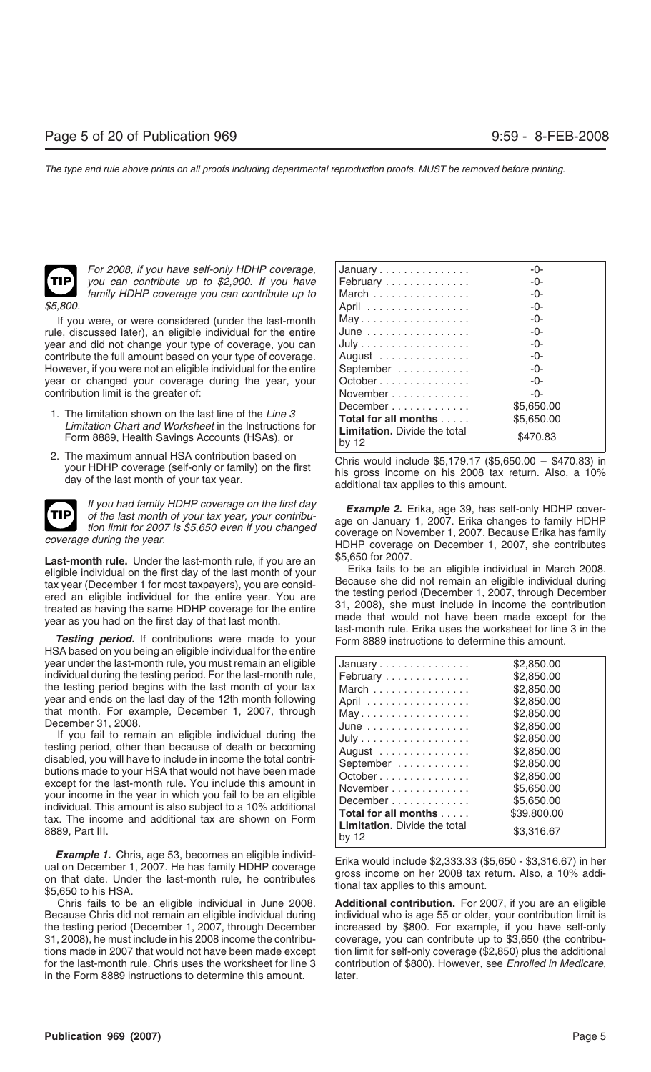**TIP** *For 2008, if you have self-only HDHP coverage, you can contribute up to $2,900. If you have family HDHP coverage you can contribute up to $5,800.*

If you were, or were considered (under the last-month rule, discussed later), an eligible individual for the entire year and did not change your type of coverage, you can contribute the full amount based on your type of coverage. However, if you were not an eligible individual for the entire year or changed your coverage during the year, your contribution limit is the greater of:

1. The limitation shown on the last line of the *Line 3 Limitation Chart and Worksheet* in the Instructions for Form 8889, Health Savings Accounts (HSAs), or
2. The maximum annual HSA contribution based on your HDHP coverage (self-only or family) on the first day of the last month of your tax year.

**TIP** *If you had family HDHP coverage on the first day of the last month of your tax year, your contribution limit for 2007 is $5,650 even if you changed coverage during the year.*

**Last-month rule.** Under the last-month rule, if you are an eligible individual on the first day of the last month of your tax year (December 1 for most taxpayers), you are considered an eligible individual for the entire year. You are treated as having the same HDHP coverage for the entire year as you had on the first day of that last month.

***Testing period.*** If contributions were made to your HSA based on you being an eligible individual for the entire year under the last-month rule, you must remain an eligible individual during the testing period. For the last-month rule, the testing period begins with the last month of your tax year and ends on the last day of the 12th month following that month. For example, December 1, 2007, through December 31, 2008.

If you fail to remain an eligible individual during the testing period, other than because of death or becoming disabled, you will have to include in income the total contributions made to your HSA that would not have been made except for the last-month rule. You include this amount in your income in the year in which you fail to be an eligible individual. This amount is also subject to a 10% additional tax. The income and additional tax are shown on Form 8889, Part III.

***Example 1.*** Chris, age 53, becomes an eligible individual on December 1, 2007. He has family HDHP coverage on that date. Under the last-month rule, he contributes $5,650 to his HSA.

Chris fails to be an eligible individual in June 2008. Because Chris did not remain an eligible individual during the testing period (December 1, 2007, through December 31, 2008), he must include in his 2008 income the contributions made in 2007 that would not have been made except for the last-month rule. Chris uses the worksheet for line 3 in the Form 8889 instructions to determine this amount.

| | |
|---|---|
| January | -0- |
| February | -0- |
| March | -0- |
| April | -0- |
| May | -0- |
| June | -0- |
| July | -0- |
| August | -0- |
| September | -0- |
| October | -0- |
| November | -0- |
| December | $5,650.00 |
| **Total for all months** | $5,650.00 |
| **Limitation.** Divide the total by 12 | $470.83 |

Chris would include $5,179.17 ($5,650.00 − $470.83) in his gross income on his 2008 tax return. Also, a 10% additional tax applies to this amount.

***Example 2.*** Erika, age 39, has self-only HDHP coverage on January 1, 2007. Erika changes to family HDHP coverage on November 1, 2007. Because Erika has family HDHP coverage on December 1, 2007, she contributes $5,650 for 2007.

Erika fails to be an eligible individual in March 2008. Because she did not remain an eligible individual during the testing period (December 1, 2007, through December 31, 2008), she must include in income the contribution made that would not have been made except for the last-month rule. Erika uses the worksheet for line 3 in the Form 8889 instructions to determine this amount.

| | |
|---|---|
| January | $2,850.00 |
| February | $2,850.00 |
| March | $2,850.00 |
| April | $2,850.00 |
| May | $2,850.00 |
| June | $2,850.00 |
| July | $2,850.00 |
| August | $2,850.00 |
| September | $2,850.00 |
| October | $2,850.00 |
| November | $5,650.00 |
| December | $5,650.00 |
| **Total for all months** | $39,800.00 |
| **Limitation.** Divide the total by 12 | $3,316.67 |

Erika would include $2,333.33 ($5,650 - $3,316.67) in her gross income on her 2008 tax return. Also, a 10% additional tax applies to this amount.

**Additional contribution.** For 2007, if you are an eligible individual who is age 55 or older, your contribution limit is increased by $800. For example, if you have self-only coverage, you can contribute up to $3,650 (the contribution limit for self-only coverage ($2,850) plus the additional contribution of $800). However, see *Enrolled in Medicare,* later.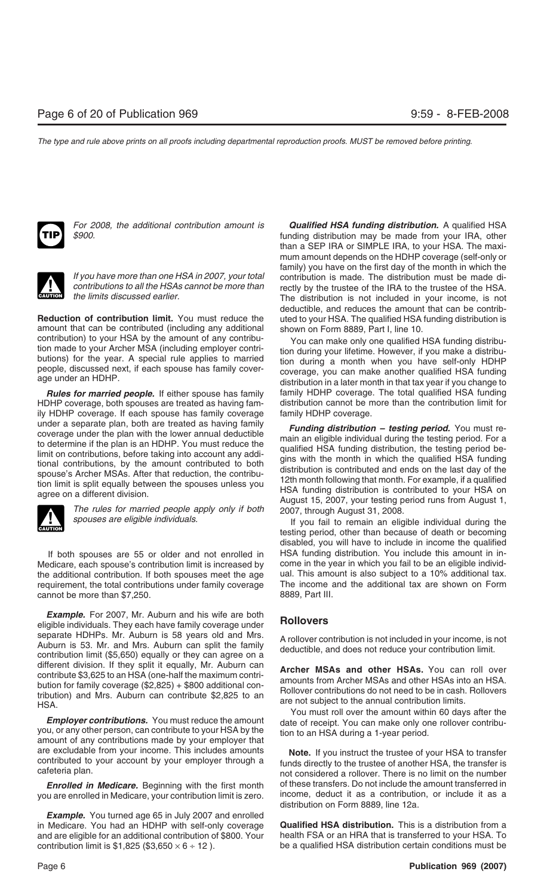**TIP** *For 2008, the additional contribution amount is $900.*

**CAUTION** *If you have more than one HSA in 2007, your total contributions to all the HSAs cannot be more than the limits discussed earlier.*

**Reduction of contribution limit.** You must reduce the amount that can be contributed (including any additional contribution) to your HSA by the amount of any contribution made to your Archer MSA (including employer contributions) for the year. A special rule applies to married people, discussed next, if each spouse has family coverage under an HDHP.

***Rules for married people.*** If either spouse has family HDHP coverage, both spouses are treated as having family HDHP coverage. If each spouse has family coverage under a separate plan, both are treated as having family coverage under the plan with the lower annual deductible to determine if the plan is an HDHP. You must reduce the limit on contributions, before taking into account any additional contributions, by the amount contributed to both spouse's Archer MSAs. After that reduction, the contribution limit is split equally between the spouses unless you agree on a different division.

**CAUTION** *The rules for married people apply only if both spouses are eligible individuals.*

If both spouses are 55 or older and not enrolled in Medicare, each spouse's contribution limit is increased by the additional contribution. If both spouses meet the age requirement, the total contributions under family coverage cannot be more than $7,250.

***Example.*** For 2007, Mr. Auburn and his wife are both eligible individuals. They each have family coverage under separate HDHPs. Mr. Auburn is 58 years old and Mrs. Auburn is 53. Mr. and Mrs. Auburn can split the family contribution limit ($5,650) equally or they can agree on a different division. If they split it equally, Mr. Auburn can contribute $3,625 to an HSA (one-half the maximum contribution for family coverage ($2,825) + $800 additional contribution) and Mrs. Auburn can contribute $2,825 to an HSA.

***Employer contributions.*** You must reduce the amount you, or any other person, can contribute to your HSA by the amount of any contributions made by your employer that are excludable from your income. This includes amounts contributed to your account by your employer through a cafeteria plan.

***Enrolled in Medicare.*** Beginning with the first month you are enrolled in Medicare, your contribution limit is zero.

***Example.*** You turned age 65 in July 2007 and enrolled in Medicare. You had an HDHP with self-only coverage and are eligible for an additional contribution of $800. Your contribution limit is $1,825 ($3,650 × 6 ÷ 12 ).

***Qualified HSA funding distribution.*** A qualified HSA funding distribution may be made from your IRA, other than a SEP IRA or SIMPLE IRA, to your HSA. The maximum amount depends on the HDHP coverage (self-only or family) you have on the first day of the month in which the contribution is made. The distribution must be made directly by the trustee of the IRA to the trustee of the HSA. The distribution is not included in your income, is not deductible, and reduces the amount that can be contributed to your HSA. The qualified HSA funding distribution is shown on Form 8889, Part I, line 10.

You can make only one qualified HSA funding distribution during your lifetime. However, if you make a distribution during a month when you have self-only HDHP coverage, you can make another qualified HSA funding distribution in a later month in that tax year if you change to family HDHP coverage. The total qualified HSA funding distribution cannot be more than the contribution limit for family HDHP coverage.

***Funding distribution – testing period.*** You must remain an eligible individual during the testing period. For a qualified HSA funding distribution, the testing period begins with the month in which the qualified HSA funding distribution is contributed and ends on the last day of the 12th month following that month. For example, if a qualified HSA funding distribution is contributed to your HSA on August 15, 2007, your testing period runs from August 1, 2007, through August 31, 2008.

If you fail to remain an eligible individual during the testing period, other than because of death or becoming disabled, you will have to include in income the qualified HSA funding distribution. You include this amount in income in the year in which you fail to be an eligible individual. This amount is also subject to a 10% additional tax. The income and the additional tax are shown on Form 8889, Part III.

## Rollovers

A rollover contribution is not included in your income, is not deductible, and does not reduce your contribution limit.

**Archer MSAs and other HSAs.** You can roll over amounts from Archer MSAs and other HSAs into an HSA. Rollover contributions do not need to be in cash. Rollovers are not subject to the annual contribution limits.

You must roll over the amount within 60 days after the date of receipt. You can make only one rollover contribution to an HSA during a 1-year period.

**Note.** If you instruct the trustee of your HSA to transfer funds directly to the trustee of another HSA, the transfer is not considered a rollover. There is no limit on the number of these transfers. Do not include the amount transferred in income, deduct it as a contribution, or include it as a distribution on Form 8889, line 12a.

**Qualified HSA distribution.** This is a distribution from a health FSA or an HRA that is transferred to your HSA. To be a qualified HSA distribution certain conditions must be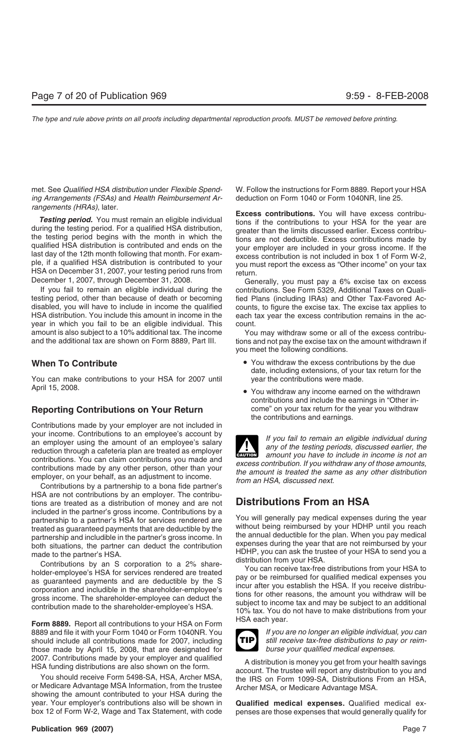met. See *Qualified HSA distribution* under *Flexible Spending Arrangements (FSAs)* and *Health Reimbursement Arrangements (HRAs)*, later.

***Testing period.*** You must remain an eligible individual during the testing period. For a qualified HSA distribution, the testing period begins with the month in which the qualified HSA distribution is contributed and ends on the last day of the 12th month following that month. For example, if a qualified HSA distribution is contributed to your HSA on December 31, 2007, your testing period runs from December 1, 2007, through December 31, 2008.

If you fail to remain an eligible individual during the testing period, other than because of death or becoming disabled, you will have to include in income the qualified HSA distribution. You include this amount in income in the year in which you fail to be an eligible individual. This amount is also subject to a 10% additional tax. The income and the additional tax are shown on Form 8889, Part III.

## When To Contribute

You can make contributions to your HSA for 2007 until April 15, 2008.

## Reporting Contributions on Your Return

Contributions made by your employer are not included in your income. Contributions to an employee's account by an employer using the amount of an employee's salary reduction through a cafeteria plan are treated as employer contributions. You can claim contributions you made and contributions made by any other person, other than your employer, on your behalf, as an adjustment to income.

Contributions by a partnership to a bona fide partner's HSA are not contributions by an employer. The contributions are treated as a distribution of money and are not included in the partner's gross income. Contributions by a partnership to a partner's HSA for services rendered are treated as guaranteed payments that are deductible by the partnership and includible in the partner's gross income. In both situations, the partner can deduct the contribution made to the partner's HSA.

Contributions by an S corporation to a 2% shareholder-employee's HSA for services rendered are treated as guaranteed payments and are deductible by the S corporation and includible in the shareholder-employee's gross income. The shareholder-employee can deduct the contribution made to the shareholder-employee's HSA.

**Form 8889.** Report all contributions to your HSA on Form 8889 and file it with your Form 1040 or Form 1040NR. You should include all contributions made for 2007, including those made by April 15, 2008, that are designated for 2007. Contributions made by your employer and qualified HSA funding distributions are also shown on the form.

You should receive Form 5498-SA, HSA, Archer MSA, or Medicare Advantage MSA Information, from the trustee showing the amount contributed to your HSA during the year. Your employer's contributions also will be shown in box 12 of Form W-2, Wage and Tax Statement, with code W. Follow the instructions for Form 8889. Report your HSA deduction on Form 1040 or Form 1040NR, line 25.

**Excess contributions.** You will have excess contributions if the contributions to your HSA for the year are greater than the limits discussed earlier. Excess contributions are not deductible. Excess contributions made by your employer are included in your gross income. If the excess contribution is not included in box 1 of Form W-2, you must report the excess as "Other income" on your tax return.

Generally, you must pay a 6% excise tax on excess contributions. See Form 5329, Additional Taxes on Qualified Plans (including IRAs) and Other Tax-Favored Accounts, to figure the excise tax. The excise tax applies to each tax year the excess contribution remains in the account.

You may withdraw some or all of the excess contributions and not pay the excise tax on the amount withdrawn if you meet the following conditions.

- You withdraw the excess contributions by the due date, including extensions, of your tax return for the year the contributions were made.
- You withdraw any income earned on the withdrawn contributions and include the earnings in "Other income" on your tax return for the year you withdraw the contributions and earnings.

**CAUTION:** *If you fail to remain an eligible individual during any of the testing periods, discussed earlier, the amount you have to include in income is not an excess contribution. If you withdraw any of those amounts, the amount is treated the same as any other distribution from an HSA, discussed next.*

# Distributions From an HSA

You will generally pay medical expenses during the year without being reimbursed by your HDHP until you reach the annual deductible for the plan. When you pay medical expenses during the year that are not reimbursed by your HDHP, you can ask the trustee of your HSA to send you a distribution from your HSA.

You can receive tax-free distributions from your HSA to pay or be reimbursed for qualified medical expenses you incur after you establish the HSA. If you receive distributions for other reasons, the amount you withdraw will be subject to income tax and may be subject to an additional 10% tax. You do not have to make distributions from your HSA each year.

**TIP:** *If you are no longer an eligible individual, you can still receive tax-free distributions to pay or reimburse your qualified medical expenses.*

A distribution is money you get from your health savings account. The trustee will report any distribution to you and the IRS on Form 1099-SA, Distributions From an HSA, Archer MSA, or Medicare Advantage MSA.

**Qualified medical expenses.** Qualified medical expenses are those expenses that would generally qualify for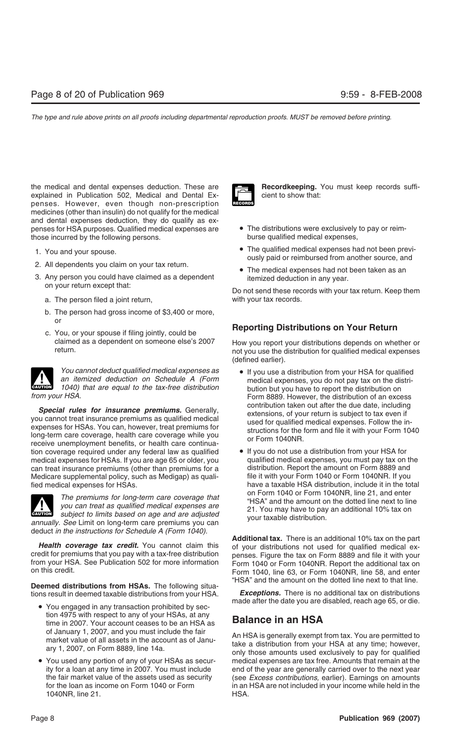the medical and dental expenses deduction. These are explained in Publication 502, Medical and Dental Expenses. However, even though non-prescription medicines (other than insulin) do not qualify for the medical and dental expenses deduction, they do qualify as expenses for HSA purposes. Qualified medical expenses are those incurred by the following persons.

1. You and your spouse.
2. All dependents you claim on your tax return.
3. Any person you could have claimed as a dependent on your return except that:
   a. The person filed a joint return,
   b. The person had gross income of $3,400 or more, or
   c. You, or your spouse if filing jointly, could be claimed as a dependent on someone else's 2007 return.

**CAUTION** *You cannot deduct qualified medical expenses as an itemized deduction on Schedule A (Form 1040) that are equal to the tax-free distribution from your HSA.*

***Special rules for insurance premiums.*** Generally, you cannot treat insurance premiums as qualified medical expenses for HSAs. You can, however, treat premiums for long-term care coverage, health care coverage while you receive unemployment benefits, or health care continuation coverage required under any federal law as qualified medical expenses for HSAs. If you are age 65 or older, you can treat insurance premiums (other than premiums for a Medicare supplemental policy, such as Medigap) as qualified medical expenses for HSAs.

**CAUTION** *The premiums for long-term care coverage that you can treat as qualified medical expenses are subject to limits based on age and are adjusted annually. See* Limit on long-term care premiums you can deduct *in the instructions for Schedule A (Form 1040).*

***Health coverage tax credit.*** You cannot claim this credit for premiums that you pay with a tax-free distribution from your HSA. See Publication 502 for more information on this credit.

**Deemed distributions from HSAs.** The following situations result in deemed taxable distributions from your HSA.

- You engaged in any transaction prohibited by section 4975 with respect to any of your HSAs, at any time in 2007. Your account ceases to be an HSA as of January 1, 2007, and you must include the fair market value of all assets in the account as of January 1, 2007, on Form 8889, line 14a.
- You used any portion of any of your HSAs as security for a loan at any time in 2007. You must include the fair market value of the assets used as security for the loan as income on Form 1040 or Form 1040NR, line 21.

**RECORDS** **Recordkeeping.** You must keep records sufficient to show that:

- The distributions were exclusively to pay or reimburse qualified medical expenses,
- The qualified medical expenses had not been previously paid or reimbursed from another source, and
- The medical expenses had not been taken as an itemized deduction in any year.

Do not send these records with your tax return. Keep them with your tax records.

### Reporting Distributions on Your Return

How you report your distributions depends on whether or not you use the distribution for qualified medical expenses (defined earlier).

- If you use a distribution from your HSA for qualified medical expenses, you do not pay tax on the distribution but you have to report the distribution on Form 8889. However, the distribution of an excess contribution taken out after the due date, including extensions, of your return is subject to tax even if used for qualified medical expenses. Follow the instructions for the form and file it with your Form 1040 or Form 1040NR.
- If you do not use a distribution from your HSA for qualified medical expenses, you must pay tax on the distribution. Report the amount on Form 8889 and file it with your Form 1040 or Form 1040NR. If you have a taxable HSA distribution, include it in the total on Form 1040 or Form 1040NR, line 21, and enter "HSA" and the amount on the dotted line next to line 21. You may have to pay an additional 10% tax on your taxable distribution.

**Additional tax.** There is an additional 10% tax on the part of your distributions not used for qualified medical expenses. Figure the tax on Form 8889 and file it with your Form 1040 or Form 1040NR. Report the additional tax on Form 1040, line 63, or Form 1040NR, line 58, and enter "HSA" and the amount on the dotted line next to that line.

***Exceptions.*** There is no additional tax on distributions made after the date you are disabled, reach age 65, or die.

## Balance in an HSA

An HSA is generally exempt from tax. You are permitted to take a distribution from your HSA at any time; however, only those amounts used exclusively to pay for qualified medical expenses are tax free. Amounts that remain at the end of the year are generally carried over to the next year (see *Excess contributions,* earlier). Earnings on amounts in an HSA are not included in your income while held in the HSA.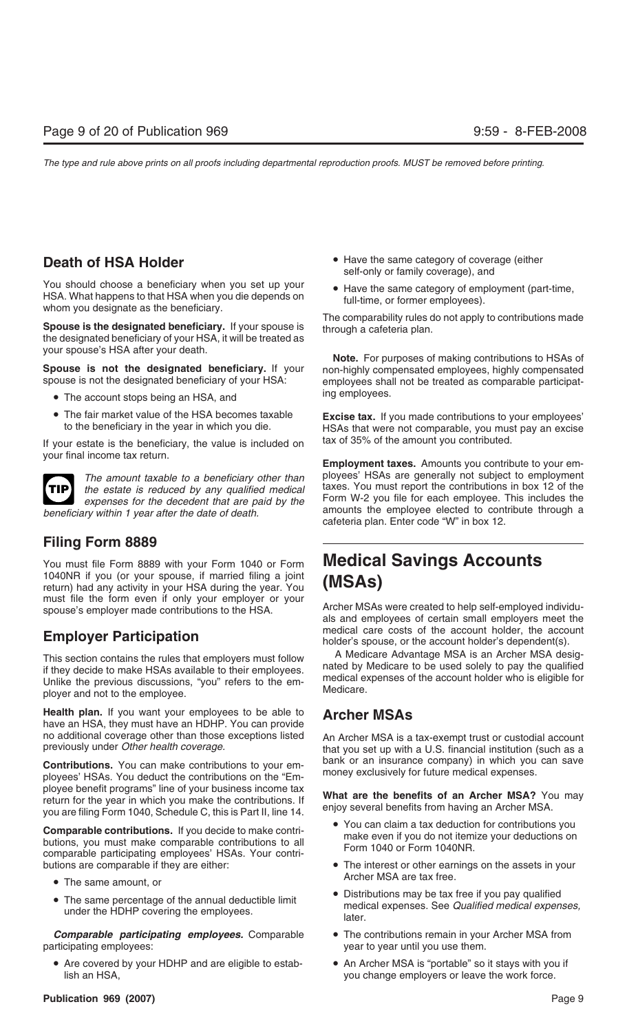## Death of HSA Holder

You should choose a beneficiary when you set up your HSA. What happens to that HSA when you die depends on whom you designate as the beneficiary.

**Spouse is the designated beneficiary.** If your spouse is the designated beneficiary of your HSA, it will be treated as your spouse's HSA after your death.

**Spouse is not the designated beneficiary.** If your spouse is not the designated beneficiary of your HSA:

- The account stops being an HSA, and
- The fair market value of the HSA becomes taxable to the beneficiary in the year in which you die.

If your estate is the beneficiary, the value is included on your final income tax return.

**TIP** *The amount taxable to a beneficiary other than the estate is reduced by any qualified medical expenses for the decedent that are paid by the beneficiary within 1 year after the date of death.*

## Filing Form 8889

You must file Form 8889 with your Form 1040 or Form 1040NR if you (or your spouse, if married filing a joint return) had any activity in your HSA during the year. You must file the form even if only your employer or your spouse's employer made contributions to the HSA.

## Employer Participation

This section contains the rules that employers must follow if they decide to make HSAs available to their employees. Unlike the previous discussions, "you" refers to the employer and not to the employee.

**Health plan.** If you want your employees to be able to have an HSA, they must have an HDHP. You can provide no additional coverage other than those exceptions listed previously under *Other health coverage.*

**Contributions.** You can make contributions to your employees' HSAs. You deduct the contributions on the "Employee benefit programs" line of your business income tax return for the year in which you make the contributions. If you are filing Form 1040, Schedule C, this is Part II, line 14.

**Comparable contributions.** If you decide to make contributions, you must make comparable contributions to all comparable participating employees' HSAs. Your contributions are comparable if they are either:

- The same amount, or
- The same percentage of the annual deductible limit under the HDHP covering the employees.

***Comparable participating employees.*** Comparable participating employees:

- Are covered by your HDHP and are eligible to establish an HSA,
- Have the same category of coverage (either self-only or family coverage), and
- Have the same category of employment (part-time, full-time, or former employees).

The comparability rules do not apply to contributions made through a cafeteria plan.

**Note.** For purposes of making contributions to HSAs of non-highly compensated employees, highly compensated employees shall not be treated as comparable participating employees.

**Excise tax.** If you made contributions to your employees' HSAs that were not comparable, you must pay an excise tax of 35% of the amount you contributed.

**Employment taxes.** Amounts you contribute to your employees' HSAs are generally not subject to employment taxes. You must report the contributions in box 12 of the Form W-2 you file for each employee. This includes the amounts the employee elected to contribute through a cafeteria plan. Enter code "W" in box 12.

# Medical Savings Accounts (MSAs)

Archer MSAs were created to help self-employed individuals and employees of certain small employers meet the medical care costs of the account holder, the account holder's spouse, or the account holder's dependent(s).

A Medicare Advantage MSA is an Archer MSA designated by Medicare to be used solely to pay the qualified medical expenses of the account holder who is eligible for Medicare.

## Archer MSAs

An Archer MSA is a tax-exempt trust or custodial account that you set up with a U.S. financial institution (such as a bank or an insurance company) in which you can save money exclusively for future medical expenses.

**What are the benefits of an Archer MSA?** You may enjoy several benefits from having an Archer MSA.

- You can claim a tax deduction for contributions you make even if you do not itemize your deductions on Form 1040 or Form 1040NR.
- The interest or other earnings on the assets in your Archer MSA are tax free.
- Distributions may be tax free if you pay qualified medical expenses. See *Qualified medical expenses,* later.
- The contributions remain in your Archer MSA from year to year until you use them.
- An Archer MSA is "portable" so it stays with you if you change employers or leave the work force.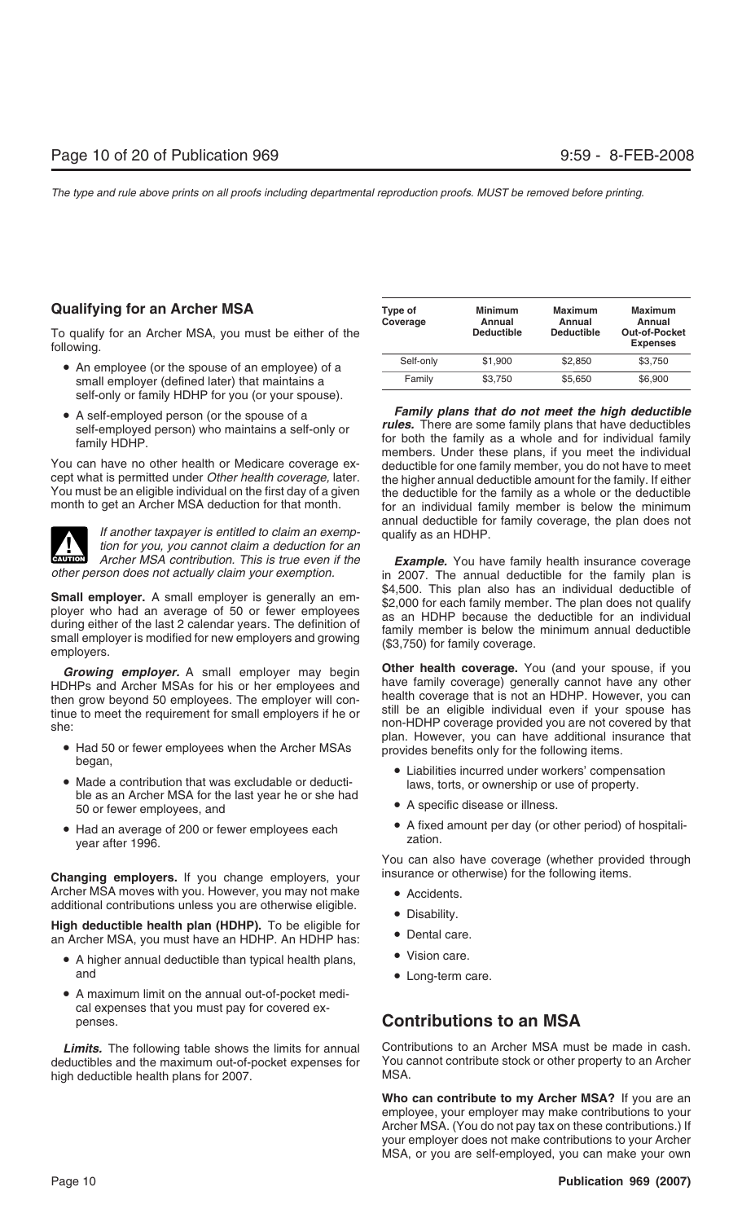## Qualifying for an Archer MSA

To qualify for an Archer MSA, you must be either of the following.

- An employee (or the spouse of an employee) of a small employer (defined later) that maintains a self-only or family HDHP for you (or your spouse).
- A self-employed person (or the spouse of a self-employed person) who maintains a self-only or family HDHP.

You can have no other health or Medicare coverage except what is permitted under *Other health coverage,* later. You must be an eligible individual on the first day of a given month to get an Archer MSA deduction for that month.

**CAUTION** *If another taxpayer is entitled to claim an exemption for you, you cannot claim a deduction for an Archer MSA contribution. This is true even if the other person does not actually claim your exemption.*

**Small employer.** A small employer is generally an employer who had an average of 50 or fewer employees during either of the last 2 calendar years. The definition of small employer is modified for new employers and growing employers.

***Growing employer.*** A small employer may begin HDHPs and Archer MSAs for his or her employees and then grow beyond 50 employees. The employer will continue to meet the requirement for small employers if he or she:

- Had 50 or fewer employees when the Archer MSAs began,
- Made a contribution that was excludable or deductible as an Archer MSA for the last year he or she had 50 or fewer employees, and
- Had an average of 200 or fewer employees each year after 1996.

**Changing employers.** If you change employers, your Archer MSA moves with you. However, you may not make additional contributions unless you are otherwise eligible.

**High deductible health plan (HDHP).** To be eligible for an Archer MSA, you must have an HDHP. An HDHP has:

- A higher annual deductible than typical health plans, and
- A maximum limit on the annual out-of-pocket medical expenses that you must pay for covered expenses.

***Limits.*** The following table shows the limits for annual deductibles and the maximum out-of-pocket expenses for high deductible health plans for 2007.

| Type of Coverage | Minimum Annual Deductible | Maximum Annual Deductible | Maximum Annual Out-of-Pocket Expenses |
|---|---|---|---|
| Self-only | $1,900 | $2,850 | $3,750 |
| Family | $3,750 | $5,650 | $6,900 |

***Family plans that do not meet the high deductible rules.*** There are some family plans that have deductibles for both the family as a whole and for individual family members. Under these plans, if you meet the individual deductible for one family member, you do not have to meet the higher annual deductible amount for the family. If either the deductible for the family as a whole or the deductible for an individual family member is below the minimum annual deductible for family coverage, the plan does not qualify as an HDHP.

***Example.*** You have family health insurance coverage in 2007. The annual deductible for the family plan is $4,500. This plan also has an individual deductible of $2,000 for each family member. The plan does not qualify as an HDHP because the deductible for an individual family member is below the minimum annual deductible ($3,750) for family coverage.

**Other health coverage.** You (and your spouse, if you have family coverage) generally cannot have any other health coverage that is not an HDHP. However, you can still be an eligible individual even if your spouse has non-HDHP coverage provided you are not covered by that plan. However, you can have additional insurance that provides benefits only for the following items.

- Liabilities incurred under workers' compensation laws, torts, or ownership or use of property.
- A specific disease or illness.
- A fixed amount per day (or other period) of hospitalization.

You can also have coverage (whether provided through insurance or otherwise) for the following items.

- Accidents.
- Disability.
- Dental care.
- Vision care.
- Long-term care.

## Contributions to an MSA

Contributions to an Archer MSA must be made in cash. You cannot contribute stock or other property to an Archer MSA.

**Who can contribute to my Archer MSA?** If you are an employee, your employer may make contributions to your Archer MSA. (You do not pay tax on these contributions.) If your employer does not make contributions to your Archer MSA, or you are self-employed, you can make your own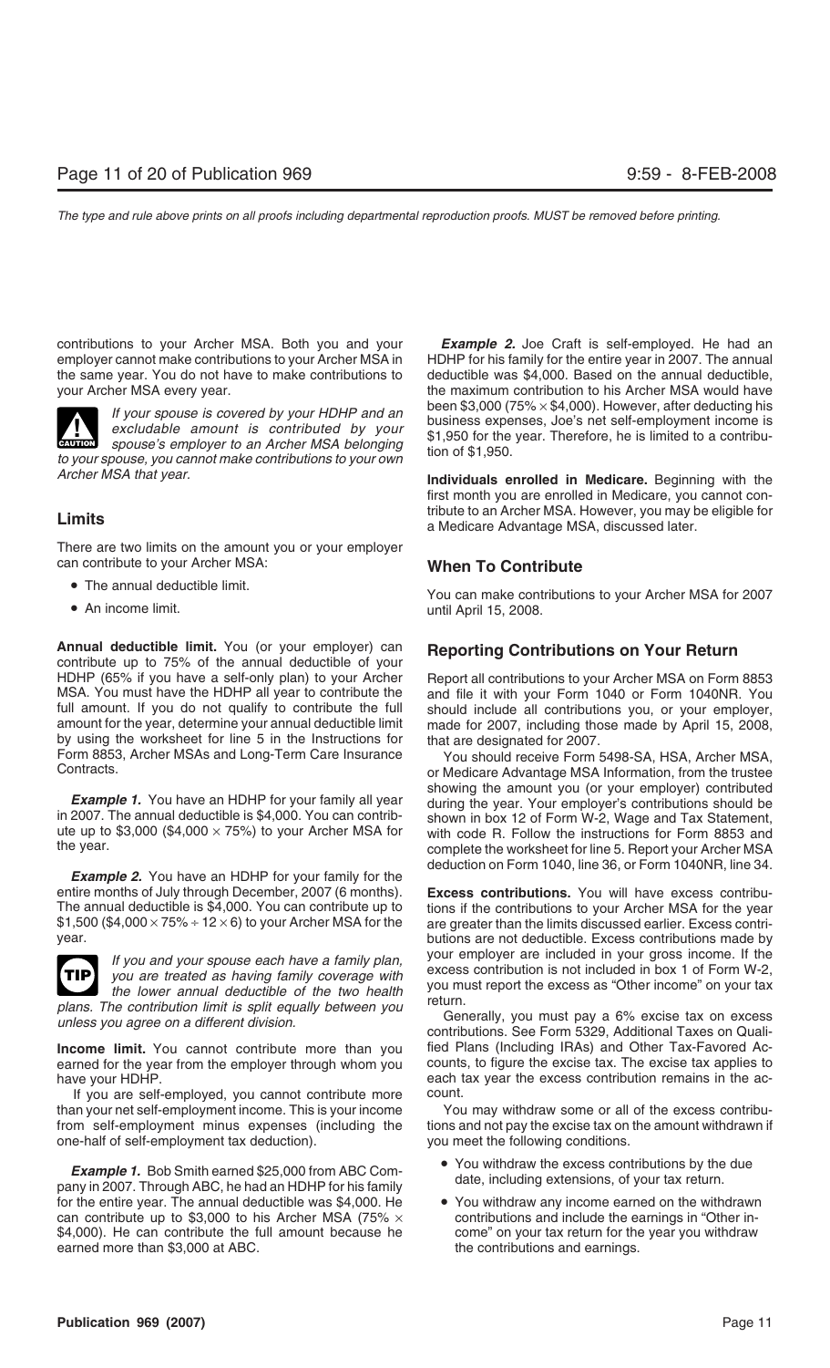contributions to your Archer MSA. Both you and your employer cannot make contributions to your Archer MSA in the same year. You do not have to make contributions to your Archer MSA every year.

**CAUTION** *If your spouse is covered by your HDHP and an excludable amount is contributed by your spouse's employer to an Archer MSA belonging to your spouse, you cannot make contributions to your own Archer MSA that year.*

## Limits

There are two limits on the amount you or your employer can contribute to your Archer MSA:

- The annual deductible limit.
- An income limit.

**Annual deductible limit.** You (or your employer) can contribute up to 75% of the annual deductible of your HDHP (65% if you have a self-only plan) to your Archer MSA. You must have the HDHP all year to contribute the full amount. If you do not qualify to contribute the full amount for the year, determine your annual deductible limit by using the worksheet for line 5 in the Instructions for Form 8853, Archer MSAs and Long-Term Care Insurance Contracts.

***Example 1.*** You have an HDHP for your family all year in 2007. The annual deductible is $4,000. You can contribute up to $3,000 ($4,000 × 75%) to your Archer MSA for the year.

***Example 2.*** You have an HDHP for your family for the entire months of July through December, 2007 (6 months). The annual deductible is $4,000. You can contribute up to $1,500 ($4,000 × 75% ÷ 12 × 6) to your Archer MSA for the year.

**TIP** *If you and your spouse each have a family plan, you are treated as having family coverage with the lower annual deductible of the two health plans. The contribution limit is split equally between you unless you agree on a different division.*

**Income limit.** You cannot contribute more than you earned for the year from the employer through whom you have your HDHP.

If you are self-employed, you cannot contribute more than your net self-employment income. This is your income from self-employment minus expenses (including the one-half of self-employment tax deduction).

***Example 1.*** Bob Smith earned $25,000 from ABC Company in 2007. Through ABC, he had an HDHP for his family for the entire year. The annual deductible was $4,000. He can contribute up to $3,000 to his Archer MSA (75% × $4,000). He can contribute the full amount because he earned more than $3,000 at ABC.

***Example 2.*** Joe Craft is self-employed. He had an HDHP for his family for the entire year in 2007. The annual deductible was $4,000. Based on the annual deductible, the maximum contribution to his Archer MSA would have been $3,000 (75% × $4,000). However, after deducting his business expenses, Joe's net self-employment income is $1,950 for the year. Therefore, he is limited to a contribution of $1,950.

**Individuals enrolled in Medicare.** Beginning with the first month you are enrolled in Medicare, you cannot contribute to an Archer MSA. However, you may be eligible for a Medicare Advantage MSA, discussed later.

## When To Contribute

You can make contributions to your Archer MSA for 2007 until April 15, 2008.

## Reporting Contributions on Your Return

Report all contributions to your Archer MSA on Form 8853 and file it with your Form 1040 or Form 1040NR. You should include all contributions you, or your employer, made for 2007, including those made by April 15, 2008, that are designated for 2007.

You should receive Form 5498-SA, HSA, Archer MSA, or Medicare Advantage MSA Information, from the trustee showing the amount you (or your employer) contributed during the year. Your employer's contributions should be shown in box 12 of Form W-2, Wage and Tax Statement, with code R. Follow the instructions for Form 8853 and complete the worksheet for line 5. Report your Archer MSA deduction on Form 1040, line 36, or Form 1040NR, line 34.

**Excess contributions.** You will have excess contributions if the contributions to your Archer MSA for the year are greater than the limits discussed earlier. Excess contributions are not deductible. Excess contributions made by your employer are included in your gross income. If the excess contribution is not included in box 1 of Form W-2, you must report the excess as "Other income" on your tax return.

Generally, you must pay a 6% excise tax on excess contributions. See Form 5329, Additional Taxes on Qualified Plans (Including IRAs) and Other Tax-Favored Accounts, to figure the excise tax. The excise tax applies to each tax year the excess contribution remains in the account.

You may withdraw some or all of the excess contributions and not pay the excise tax on the amount withdrawn if you meet the following conditions.

- You withdraw the excess contributions by the due date, including extensions, of your tax return.
- You withdraw any income earned on the withdrawn contributions and include the earnings in "Other income" on your tax return for the year you withdraw the contributions and earnings.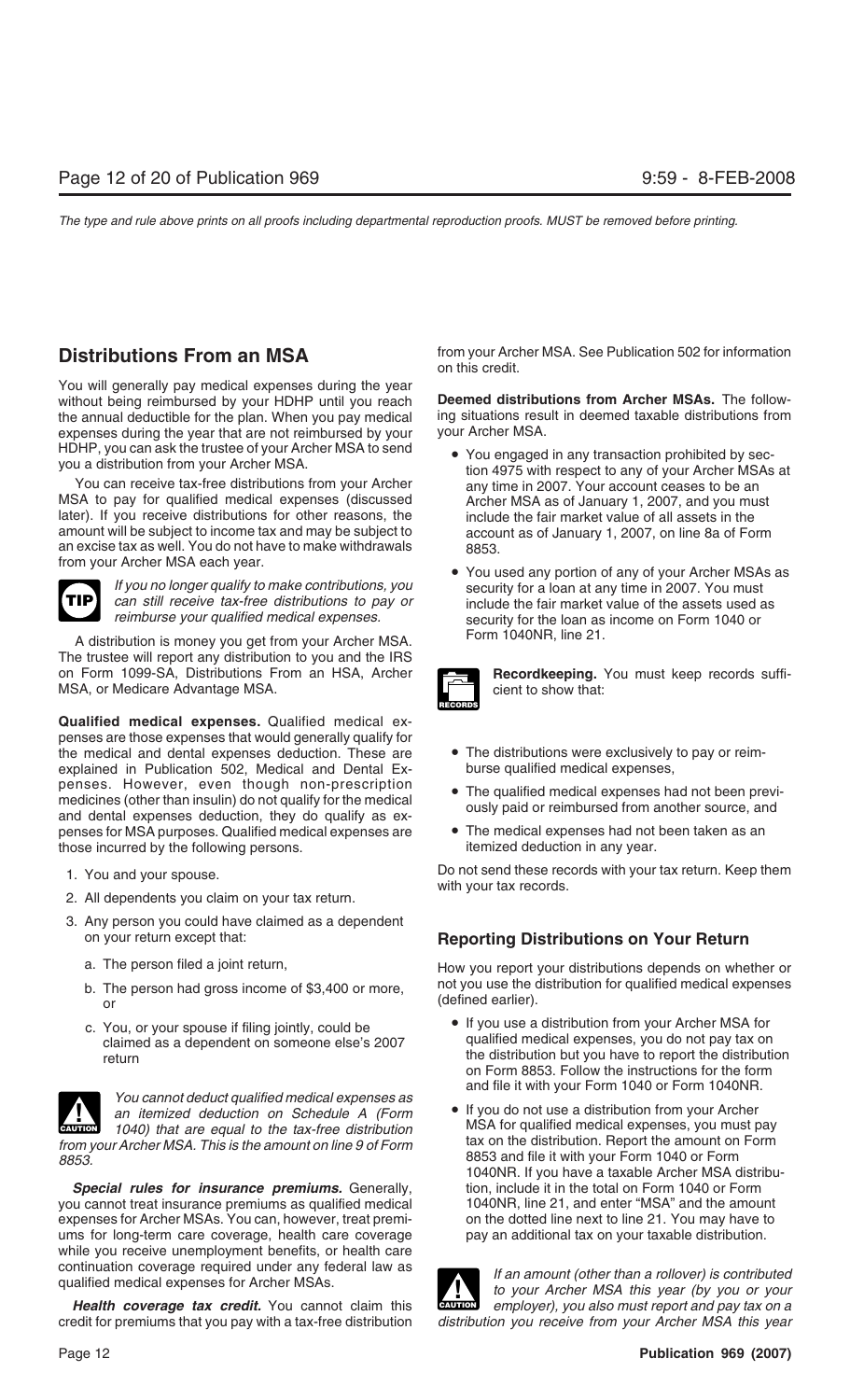## Distributions From an MSA

You will generally pay medical expenses during the year without being reimbursed by your HDHP until you reach the annual deductible for the plan. When you pay medical expenses during the year that are not reimbursed by your HDHP, you can ask the trustee of your Archer MSA to send you a distribution from your Archer MSA.

You can receive tax-free distributions from your Archer MSA to pay for qualified medical expenses (discussed later). If you receive distributions for other reasons, the amount will be subject to income tax and may be subject to an excise tax as well. You do not have to make withdrawals from your Archer MSA each year.

**TIP** *If you no longer qualify to make contributions, you can still receive tax-free distributions to pay or reimburse your qualified medical expenses.*

A distribution is money you get from your Archer MSA. The trustee will report any distribution to you and the IRS on Form 1099-SA, Distributions From an HSA, Archer MSA, or Medicare Advantage MSA.

**Qualified medical expenses.** Qualified medical expenses are those expenses that would generally qualify for the medical and dental expenses deduction. These are explained in Publication 502, Medical and Dental Expenses. However, even though non-prescription medicines (other than insulin) do not qualify for the medical and dental expenses deduction, they do qualify as expenses for MSA purposes. Qualified medical expenses are those incurred by the following persons.

1. You and your spouse.
2. All dependents you claim on your tax return.
3. Any person you could have claimed as a dependent on your return except that:
   a. The person filed a joint return,
   b. The person had gross income of $3,400 or more, or
   c. You, or your spouse if filing jointly, could be claimed as a dependent on someone else's 2007 return

**CAUTION** *You cannot deduct qualified medical expenses as an itemized deduction on Schedule A (Form 1040) that are equal to the tax-free distribution from your Archer MSA. This is the amount on line 9 of Form 8853.*

***Special rules for insurance premiums.*** Generally, you cannot treat insurance premiums as qualified medical expenses for Archer MSAs. You can, however, treat premiums for long-term care coverage, health care coverage while you receive unemployment benefits, or health care continuation coverage required under any federal law as qualified medical expenses for Archer MSAs.

***Health coverage tax credit.*** You cannot claim this credit for premiums that you pay with a tax-free distribution from your Archer MSA. See Publication 502 for information on this credit.

**Deemed distributions from Archer MSAs.** The following situations result in deemed taxable distributions from your Archer MSA.

- You engaged in any transaction prohibited by section 4975 with respect to any of your Archer MSAs at any time in 2007. Your account ceases to be an Archer MSA as of January 1, 2007, and you must include the fair market value of all assets in the account as of January 1, 2007, on line 8a of Form 8853.
- You used any portion of any of your Archer MSAs as security for a loan at any time in 2007. You must include the fair market value of the assets used as security for the loan as income on Form 1040 or Form 1040NR, line 21.

**RECORDS** **Recordkeeping.** You must keep records sufficient to show that:

- The distributions were exclusively to pay or reimburse qualified medical expenses,
- The qualified medical expenses had not been previously paid or reimbursed from another source, and
- The medical expenses had not been taken as an itemized deduction in any year.

Do not send these records with your tax return. Keep them with your tax records.

### Reporting Distributions on Your Return

How you report your distributions depends on whether or not you use the distribution for qualified medical expenses (defined earlier).

- If you use a distribution from your Archer MSA for qualified medical expenses, you do not pay tax on the distribution but you have to report the distribution on Form 8853. Follow the instructions for the form and file it with your Form 1040 or Form 1040NR.
- If you do not use a distribution from your Archer MSA for qualified medical expenses, you must pay tax on the distribution. Report the amount on Form 8853 and file it with your Form 1040 or Form 1040NR. If you have a taxable Archer MSA distribution, include it in the total on Form 1040 or Form 1040NR, line 21, and enter "MSA" and the amount on the dotted line next to line 21. You may have to pay an additional tax on your taxable distribution.

**CAUTION** *If an amount (other than a rollover) is contributed to your Archer MSA this year (by you or your employer), you also must report and pay tax on a distribution you receive from your Archer MSA this year*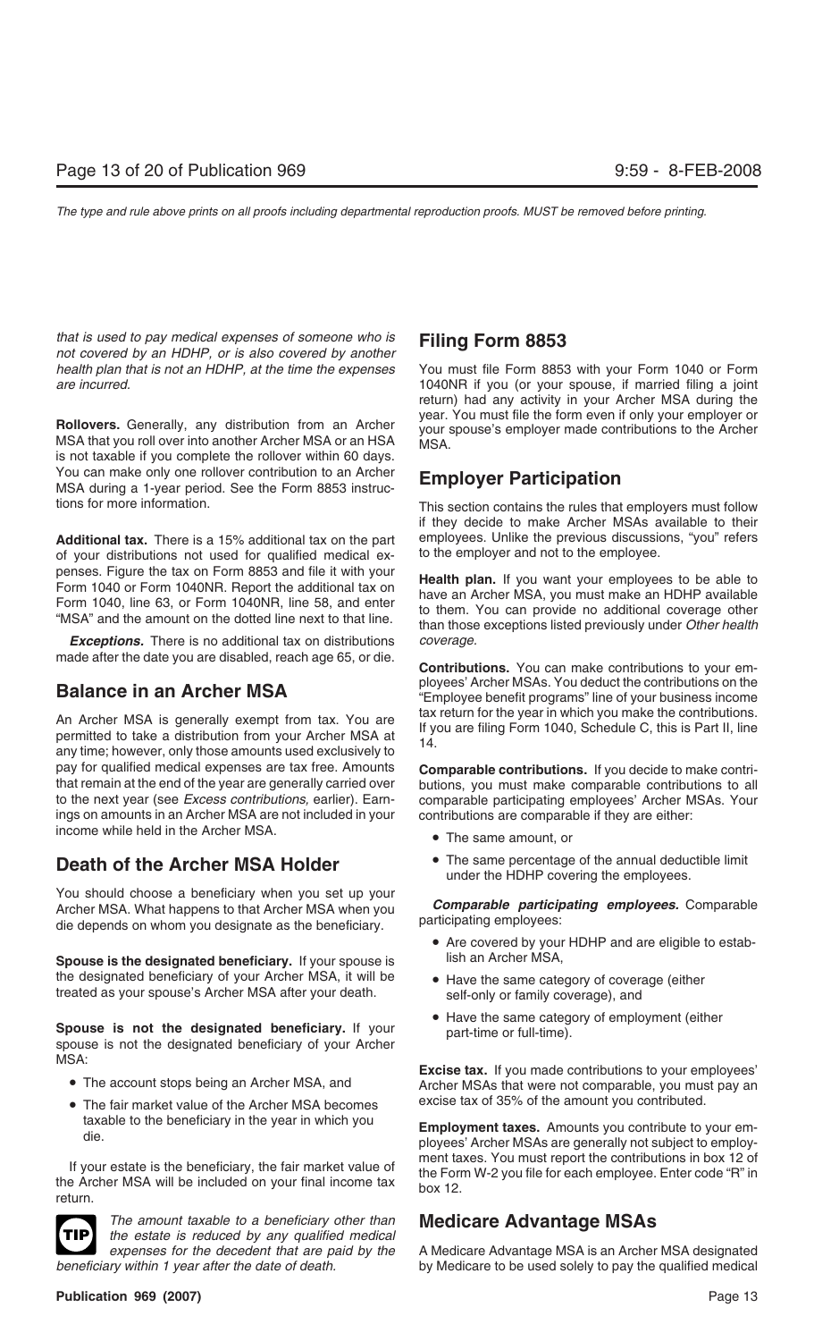*that is used to pay medical expenses of someone who is not covered by an HDHP, or is also covered by another health plan that is not an HDHP, at the time the expenses are incurred.*

**Rollovers.** Generally, any distribution from an Archer MSA that you roll over into another Archer MSA or an HSA is not taxable if you complete the rollover within 60 days. You can make only one rollover contribution to an Archer MSA during a 1-year period. See the Form 8853 instructions for more information.

**Additional tax.** There is a 15% additional tax on the part of your distributions not used for qualified medical expenses. Figure the tax on Form 8853 and file it with your Form 1040 or Form 1040NR. Report the additional tax on Form 1040, line 63, or Form 1040NR, line 58, and enter "MSA" and the amount on the dotted line next to that line.

***Exceptions.*** There is no additional tax on distributions made after the date you are disabled, reach age 65, or die.

## Balance in an Archer MSA

An Archer MSA is generally exempt from tax. You are permitted to take a distribution from your Archer MSA at any time; however, only those amounts used exclusively to pay for qualified medical expenses are tax free. Amounts that remain at the end of the year are generally carried over to the next year (see *Excess contributions,* earlier). Earnings on amounts in an Archer MSA are not included in your income while held in the Archer MSA.

## Death of the Archer MSA Holder

You should choose a beneficiary when you set up your Archer MSA. What happens to that Archer MSA when you die depends on whom you designate as the beneficiary.

**Spouse is the designated beneficiary.** If your spouse is the designated beneficiary of your Archer MSA, it will be treated as your spouse's Archer MSA after your death.

**Spouse is not the designated beneficiary.** If your spouse is not the designated beneficiary of your Archer MSA:

- The account stops being an Archer MSA, and
- The fair market value of the Archer MSA becomes taxable to the beneficiary in the year in which you die.

If your estate is the beneficiary, the fair market value of the Archer MSA will be included on your final income tax return.

**TIP** *The amount taxable to a beneficiary other than the estate is reduced by any qualified medical expenses for the decedent that are paid by the beneficiary within 1 year after the date of death.*

## Filing Form 8853

You must file Form 8853 with your Form 1040 or Form 1040NR if you (or your spouse, if married filing a joint return) had any activity in your Archer MSA during the year. You must file the form even if only your employer or your spouse's employer made contributions to the Archer MSA.

## Employer Participation

This section contains the rules that employers must follow if they decide to make Archer MSAs available to their employees. Unlike the previous discussions, "you" refers to the employer and not to the employee.

**Health plan.** If you want your employees to be able to have an Archer MSA, you must make an HDHP available to them. You can provide no additional coverage other than those exceptions listed previously under *Other health coverage.*

**Contributions.** You can make contributions to your employees' Archer MSAs. You deduct the contributions on the "Employee benefit programs" line of your business income tax return for the year in which you make the contributions. If you are filing Form 1040, Schedule C, this is Part II, line 14.

**Comparable contributions.** If you decide to make contributions, you must make comparable contributions to all comparable participating employees' Archer MSAs. Your contributions are comparable if they are either:

- The same amount, or
- The same percentage of the annual deductible limit under the HDHP covering the employees.

***Comparable participating employees.*** Comparable participating employees:

- Are covered by your HDHP and are eligible to establish an Archer MSA,
- Have the same category of coverage (either self-only or family coverage), and
- Have the same category of employment (either part-time or full-time).

**Excise tax.** If you made contributions to your employees' Archer MSAs that were not comparable, you must pay an excise tax of 35% of the amount you contributed.

**Employment taxes.** Amounts you contribute to your employees' Archer MSAs are generally not subject to employment taxes. You must report the contributions in box 12 of the Form W-2 you file for each employee. Enter code "R" in box 12.

## Medicare Advantage MSAs

A Medicare Advantage MSA is an Archer MSA designated by Medicare to be used solely to pay the qualified medical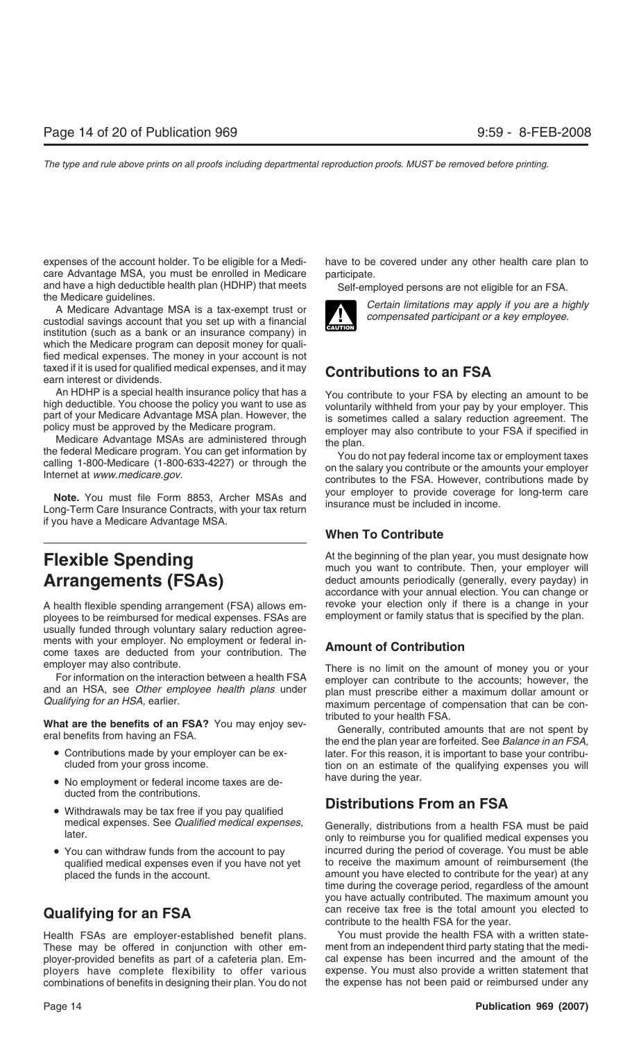expenses of the account holder. To be eligible for a Medicare Advantage MSA, you must be enrolled in Medicare and have a high deductible health plan (HDHP) that meets the Medicare guidelines.

A Medicare Advantage MSA is a tax-exempt trust or custodial savings account that you set up with a financial institution (such as a bank or an insurance company) in which the Medicare program can deposit money for qualified medical expenses. The money in your account is not taxed if it is used for qualified medical expenses, and it may earn interest or dividends.

An HDHP is a special health insurance policy that has a high deductible. You choose the policy you want to use as part of your Medicare Advantage MSA plan. However, the policy must be approved by the Medicare program.

Medicare Advantage MSAs are administered through the federal Medicare program. You can get information by calling 1-800-Medicare (1-800-633-4227) or through the Internet at *www.medicare.gov*.

**Note.** You must file Form 8853, Archer MSAs and Long-Term Care Insurance Contracts, with your tax return if you have a Medicare Advantage MSA.

# Flexible Spending Arrangements (FSAs)

A health flexible spending arrangement (FSA) allows employees to be reimbursed for medical expenses. FSAs are usually funded through voluntary salary reduction agreements with your employer. No employment or federal income taxes are deducted from your contribution. The employer may also contribute.

For information on the interaction between a health FSA and an HSA, see *Other employee health plans* under *Qualifying for an HSA,* earlier.

**What are the benefits of an FSA?** You may enjoy several benefits from having an FSA.

- Contributions made by your employer can be excluded from your gross income.
- No employment or federal income taxes are deducted from the contributions.
- Withdrawals may be tax free if you pay qualified medical expenses. See *Qualified medical expenses,* later.
- You can withdraw funds from the account to pay qualified medical expenses even if you have not yet placed the funds in the account.

## Qualifying for an FSA

Health FSAs are employer-established benefit plans. These may be offered in conjunction with other employer-provided benefits as part of a cafeteria plan. Employers have complete flexibility to offer various combinations of benefits in designing their plan. You do not have to be covered under any other health care plan to participate.

Self-employed persons are not eligible for an FSA.

CAUTION: *Certain limitations may apply if you are a highly compensated participant or a key employee.*

## Contributions to an FSA

You contribute to your FSA by electing an amount to be voluntarily withheld from your pay by your employer. This is sometimes called a salary reduction agreement. The employer may also contribute to your FSA if specified in the plan.

You do not pay federal income tax or employment taxes on the salary you contribute or the amounts your employer contributes to the FSA. However, contributions made by your employer to provide coverage for long-term care insurance must be included in income.

### When To Contribute

At the beginning of the plan year, you must designate how much you want to contribute. Then, your employer will deduct amounts periodically (generally, every payday) in accordance with your annual election. You can change or revoke your election only if there is a change in your employment or family status that is specified by the plan.

### Amount of Contribution

There is no limit on the amount of money you or your employer can contribute to the accounts; however, the plan must prescribe either a maximum dollar amount or maximum percentage of compensation that can be contributed to your health FSA.

Generally, contributed amounts that are not spent by the end the plan year are forfeited. See *Balance in an FSA,* later. For this reason, it is important to base your contribution on an estimate of the qualifying expenses you will have during the year.

## Distributions From an FSA

Generally, distributions from a health FSA must be paid only to reimburse you for qualified medical expenses you incurred during the period of coverage. You must be able to receive the maximum amount of reimbursement (the amount you have elected to contribute for the year) at any time during the coverage period, regardless of the amount you have actually contributed. The maximum amount you can receive tax free is the total amount you elected to contribute to the health FSA for the year.

You must provide the health FSA with a written statement from an independent third party stating that the medical expense has been incurred and the amount of the expense. You must also provide a written statement that the expense has not been paid or reimbursed under any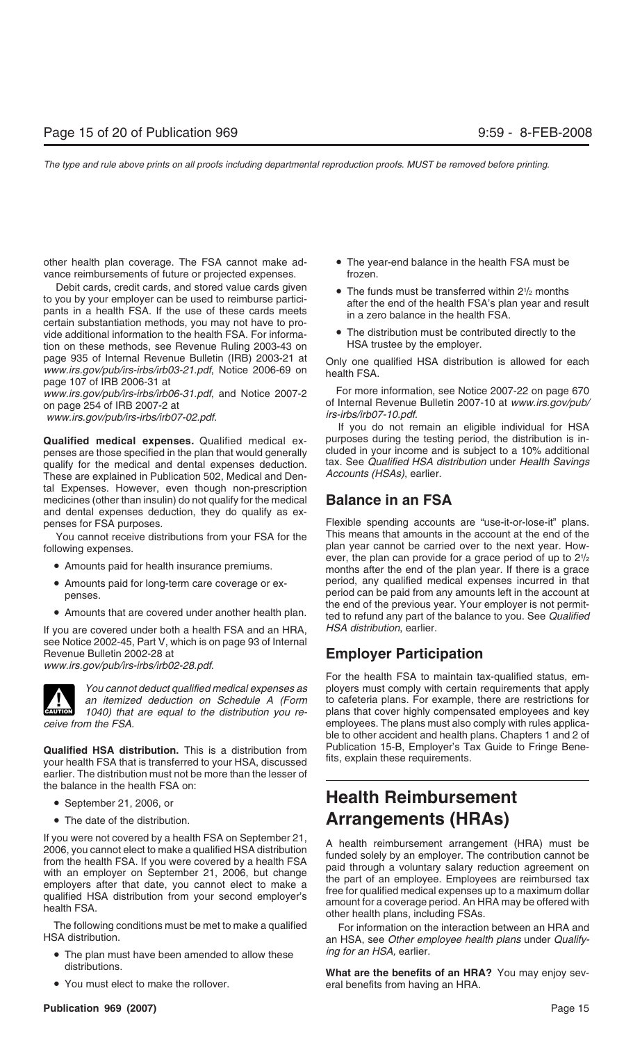other health plan coverage. The FSA cannot make advance reimbursements of future or projected expenses.

Debit cards, credit cards, and stored value cards given to you by your employer can be used to reimburse participants in a health FSA. If the use of these cards meets certain substantiation methods, you may not have to provide additional information to the health FSA. For information on these methods, see Revenue Ruling 2003-43 on page 935 of Internal Revenue Bulletin (IRB) 2003-21 at *www.irs.gov/pub/irs-irbs/irb03-21.pdf*, Notice 2006-69 on page 107 of IRB 2006-31 at *www.irs.gov/pub/irs-irbs/irb06-31.pdf*, and Notice 2007-2 on page 254 of IRB 2007-2 at *www.irs.gov/pub/irs-irbs/irb07-02.pdf.*

**Qualified medical expenses.** Qualified medical expenses are those specified in the plan that would generally qualify for the medical and dental expenses deduction. These are explained in Publication 502, Medical and Dental Expenses. However, even though non-prescription medicines (other than insulin) do not qualify for the medical and dental expenses deduction, they do qualify as expenses for FSA purposes.

You cannot receive distributions from your FSA for the following expenses.

- Amounts paid for health insurance premiums.
- Amounts paid for long-term care coverage or expenses.
- Amounts that are covered under another health plan.

If you are covered under both a health FSA and an HRA, see Notice 2002-45, Part V, which is on page 93 of Internal Revenue Bulletin 2002-28 at *www.irs.gov/pub/irs-irbs/irb02-28.pdf.*

**CAUTION:** *You cannot deduct qualified medical expenses as an itemized deduction on Schedule A (Form 1040) that are equal to the distribution you receive from the FSA.*

**Qualified HSA distribution.** This is a distribution from your health FSA that is transferred to your HSA, discussed earlier. The distribution must not be more than the lesser of the balance in the health FSA on:

- September 21, 2006, or
- The date of the distribution.

If you were not covered by a health FSA on September 21, 2006, you cannot elect to make a qualified HSA distribution from the health FSA. If you were covered by a health FSA with an employer on September 21, 2006, but change employers after that date, you cannot elect to make a qualified HSA distribution from your second employer's health FSA.

The following conditions must be met to make a qualified HSA distribution.

- The plan must have been amended to allow these distributions.
- You must elect to make the rollover.
- The year-end balance in the health FSA must be frozen.
- The funds must be transferred within 2½ months after the end of the health FSA's plan year and result in a zero balance in the health FSA.
- The distribution must be contributed directly to the HSA trustee by the employer.

Only one qualified HSA distribution is allowed for each health FSA.

For more information, see Notice 2007-22 on page 670 of Internal Revenue Bulletin 2007-10 at *www.irs.gov/pub/irs-irbs/irb07-10.pdf.*

If you do not remain an eligible individual for HSA purposes during the testing period, the distribution is included in your income and is subject to a 10% additional tax. See *Qualified HSA distribution* under *Health Savings Accounts (HSAs)*, earlier.

## Balance in an FSA

Flexible spending accounts are "use-it-or-lose-it" plans. This means that amounts in the account at the end of the plan year cannot be carried over to the next year. However, the plan can provide for a grace period of up to 2½ months after the end of the plan year. If there is a grace period, any qualified medical expenses incurred in that period can be paid from any amounts left in the account at the end of the previous year. Your employer is not permitted to refund any part of the balance to you. See *Qualified HSA distribution*, earlier.

## Employer Participation

For the health FSA to maintain tax-qualified status, employers must comply with certain requirements that apply to cafeteria plans. For example, there are restrictions for plans that cover highly compensated employees and key employees. The plans must also comply with rules applicable to other accident and health plans. Chapters 1 and 2 of Publication 15-B, Employer's Tax Guide to Fringe Benefits, explain these requirements.

# Health Reimbursement Arrangements (HRAs)

A health reimbursement arrangement (HRA) must be funded solely by an employer. The contribution cannot be paid through a voluntary salary reduction agreement on the part of an employee. Employees are reimbursed tax free for qualified medical expenses up to a maximum dollar amount for a coverage period. An HRA may be offered with other health plans, including FSAs.

For information on the interaction between an HRA and an HSA, see *Other employee health plans* under *Qualifying for an HSA*, earlier.

**What are the benefits of an HRA?** You may enjoy several benefits from having an HRA.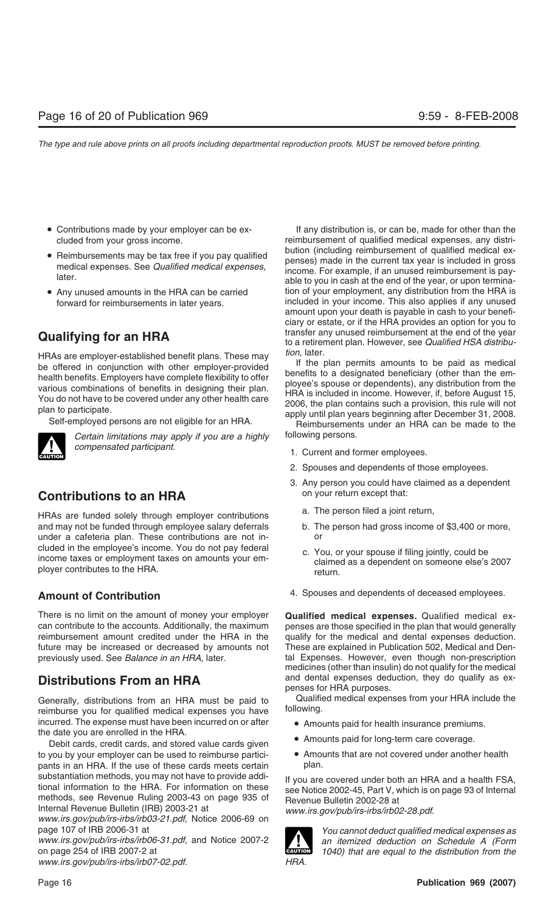- Contributions made by your employer can be excluded from your gross income.
- Reimbursements may be tax free if you pay qualified medical expenses. See *Qualified medical expenses,* later.
- Any unused amounts in the HRA can be carried forward for reimbursements in later years.

## Qualifying for an HRA

HRAs are employer-established benefit plans. These may be offered in conjunction with other employer-provided health benefits. Employers have complete flexibility to offer various combinations of benefits in designing their plan. You do not have to be covered under any other health care plan to participate.

Self-employed persons are not eligible for an HRA.

**CAUTION** *Certain limitations may apply if you are a highly compensated participant.*

## Contributions to an HRA

HRAs are funded solely through employer contributions and may not be funded through employee salary deferrals under a cafeteria plan. These contributions are not included in the employee's income. You do not pay federal income taxes or employment taxes on amounts your employer contributes to the HRA.

### Amount of Contribution

There is no limit on the amount of money your employer can contribute to the accounts. Additionally, the maximum reimbursement amount credited under the HRA in the future may be increased or decreased by amounts not previously used. See *Balance in an HRA,* later.

## Distributions From an HRA

Generally, distributions from an HRA must be paid to reimburse you for qualified medical expenses you have incurred. The expense must have been incurred on or after the date you are enrolled in the HRA.

Debit cards, credit cards, and stored value cards given to you by your employer can be used to reimburse participants in an HRA. If the use of these cards meets certain substantiation methods, you may not have to provide additional information to the HRA. For information on these methods, see Revenue Ruling 2003-43 on page 935 of Internal Revenue Bulletin (IRB) 2003-21 at *www.irs.gov/pub/irs-irbs/irb03-21.pdf*, Notice 2006-69 on page 107 of IRB 2006-31 at *www.irs.gov/pub/irs-irbs/irb06-31.pdf*, and Notice 2007-2 on page 254 of IRB 2007-2 at *www.irs.gov/pub/irs-irbs/irb07-02.pdf*.

If any distribution is, or can be, made for other than the reimbursement of qualified medical expenses, any distribution (including reimbursement of qualified medical expenses) made in the current tax year is included in gross income. For example, if an unused reimbursement is payable to you in cash at the end of the year, or upon termination of your employment, any distribution from the HRA is included in your income. This also applies if any unused amount upon your death is payable in cash to your beneficiary or estate, or if the HRA provides an option for you to transfer any unused reimbursement at the end of the year to a retirement plan. However, see *Qualified HSA distribution*, later.

If the plan permits amounts to be paid as medical benefits to a designated beneficiary (other than the employee's spouse or dependents), any distribution from the HRA is included in income. However, if, before August 15, 2006, the plan contains such a provision, this rule will not apply until plan years beginning after December 31, 2008.

Reimbursements under an HRA can be made to the following persons.

1. Current and former employees.
2. Spouses and dependents of those employees.
3. Any person you could have claimed as a dependent on your return except that:
   a. The person filed a joint return,
   b. The person had gross income of $3,400 or more, or
   c. You, or your spouse if filing jointly, could be claimed as a dependent on someone else's 2007 return.
4. Spouses and dependents of deceased employees.

**Qualified medical expenses.** Qualified medical expenses are those specified in the plan that would generally qualify for the medical and dental expenses deduction. These are explained in Publication 502, Medical and Dental Expenses. However, even though non-prescription medicines (other than insulin) do not qualify for the medical and dental expenses deduction, they do qualify as expenses for HRA purposes.

Qualified medical expenses from your HRA include the following.

- Amounts paid for health insurance premiums.
- Amounts paid for long-term care coverage.
- Amounts that are not covered under another health plan.

If you are covered under both an HRA and a health FSA, see Notice 2002-45, Part V, which is on page 93 of Internal Revenue Bulletin 2002-28 at *www.irs.gov/pub/irs-irbs/irb02-28.pdf*.

**CAUTION** *You cannot deduct qualified medical expenses as an itemized deduction on Schedule A (Form 1040) that are equal to the distribution from the HRA.*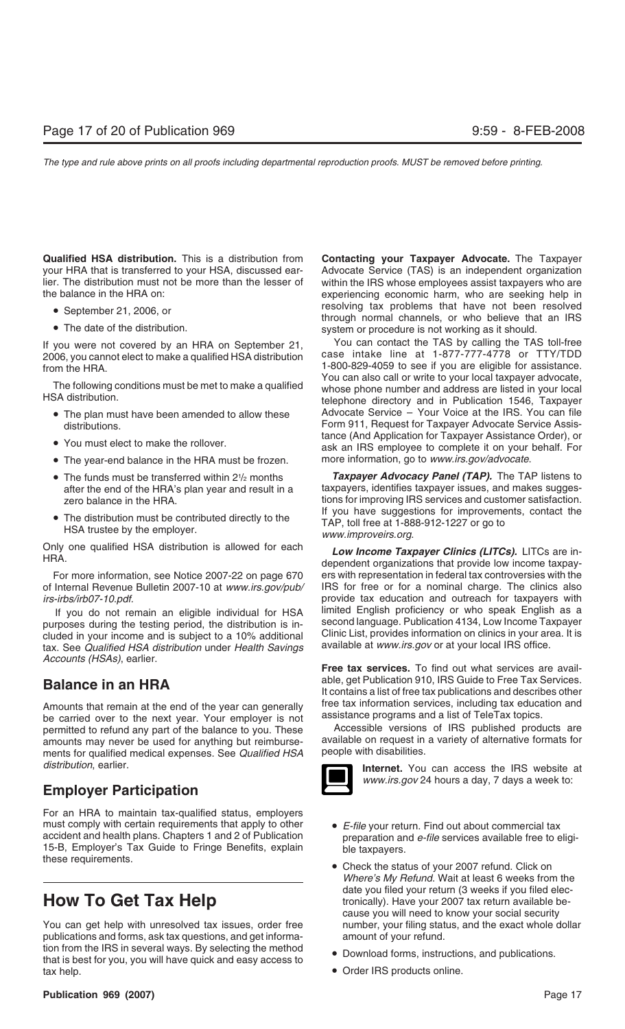**Qualified HSA distribution.** This is a distribution from your HRA that is transferred to your HSA, discussed earlier. The distribution must not be more than the lesser of the balance in the HRA on:

- September 21, 2006, or
- The date of the distribution.

If you were not covered by an HRA on September 21, 2006, you cannot elect to make a qualified HSA distribution from the HRA.

The following conditions must be met to make a qualified HSA distribution.

- The plan must have been amended to allow these distributions.
- You must elect to make the rollover.
- The year-end balance in the HRA must be frozen.
- The funds must be transferred within 2½ months after the end of the HRA's plan year and result in a zero balance in the HRA.
- The distribution must be contributed directly to the HSA trustee by the employer.

Only one qualified HSA distribution is allowed for each HRA.

For more information, see Notice 2007-22 on page 670 of Internal Revenue Bulletin 2007-10 at *www.irs.gov/pub/irs-irbs/irb07-10.pdf.*

If you do not remain an eligible individual for HSA purposes during the testing period, the distribution is included in your income and is subject to a 10% additional tax. See *Qualified HSA distribution* under *Health Savings Accounts (HSAs)*, earlier.

## Balance in an HRA

Amounts that remain at the end of the year can generally be carried over to the next year. Your employer is not permitted to refund any part of the balance to you. These amounts may never be used for anything but reimbursements for qualified medical expenses. See *Qualified HSA distribution*, earlier.

## Employer Participation

For an HRA to maintain tax-qualified status, employers must comply with certain requirements that apply to other accident and health plans. Chapters 1 and 2 of Publication 15-B, Employer's Tax Guide to Fringe Benefits, explain these requirements.

# How To Get Tax Help

You can get help with unresolved tax issues, order free publications and forms, ask tax questions, and get information from the IRS in several ways. By selecting the method that is best for you, you will have quick and easy access to tax help.

**Contacting your Taxpayer Advocate.** The Taxpayer Advocate Service (TAS) is an independent organization within the IRS whose employees assist taxpayers who are experiencing economic harm, who are seeking help in resolving tax problems that have not been resolved through normal channels, or who believe that an IRS system or procedure is not working as it should.

You can contact the TAS by calling the TAS toll-free case intake line at 1-877-777-4778 or TTY/TDD 1-800-829-4059 to see if you are eligible for assistance. You can also call or write to your local taxpayer advocate, whose phone number and address are listed in your local telephone directory and in Publication 1546, Taxpayer Advocate Service – Your Voice at the IRS. You can file Form 911, Request for Taxpayer Advocate Service Assistance (And Application for Taxpayer Assistance Order), or ask an IRS employee to complete it on your behalf. For more information, go to *www.irs.gov/advocate*.

***Taxpayer Advocacy Panel (TAP).*** The TAP listens to taxpayers, identifies taxpayer issues, and makes suggestions for improving IRS services and customer satisfaction. If you have suggestions for improvements, contact the TAP, toll free at 1-888-912-1227 or go to *www.improveirs.org*.

***Low Income Taxpayer Clinics (LITCs).*** LITCs are independent organizations that provide low income taxpayers with representation in federal tax controversies with the IRS for free or for a nominal charge. The clinics also provide tax education and outreach for taxpayers with limited English proficiency or who speak English as a second language. Publication 4134, Low Income Taxpayer Clinic List, provides information on clinics in your area. It is available at *www.irs.gov* or at your local IRS office.

**Free tax services.** To find out what services are available, get Publication 910, IRS Guide to Free Tax Services. It contains a list of free tax publications and describes other free tax information services, including tax education and assistance programs and a list of TeleTax topics.

Accessible versions of IRS published products are available on request in a variety of alternative formats for people with disabilities.

**Internet.** You can access the IRS website at *www.irs.gov* 24 hours a day, 7 days a week to:

- *E-file* your return. Find out about commercial tax preparation and *e-file* services available free to eligible taxpayers.
- Check the status of your 2007 refund. Click on *Where's My Refund*. Wait at least 6 weeks from the date you filed your return (3 weeks if you filed electronically). Have your 2007 tax return available because you will need to know your social security number, your filing status, and the exact whole dollar amount of your refund.
- Download forms, instructions, and publications.
- Order IRS products online.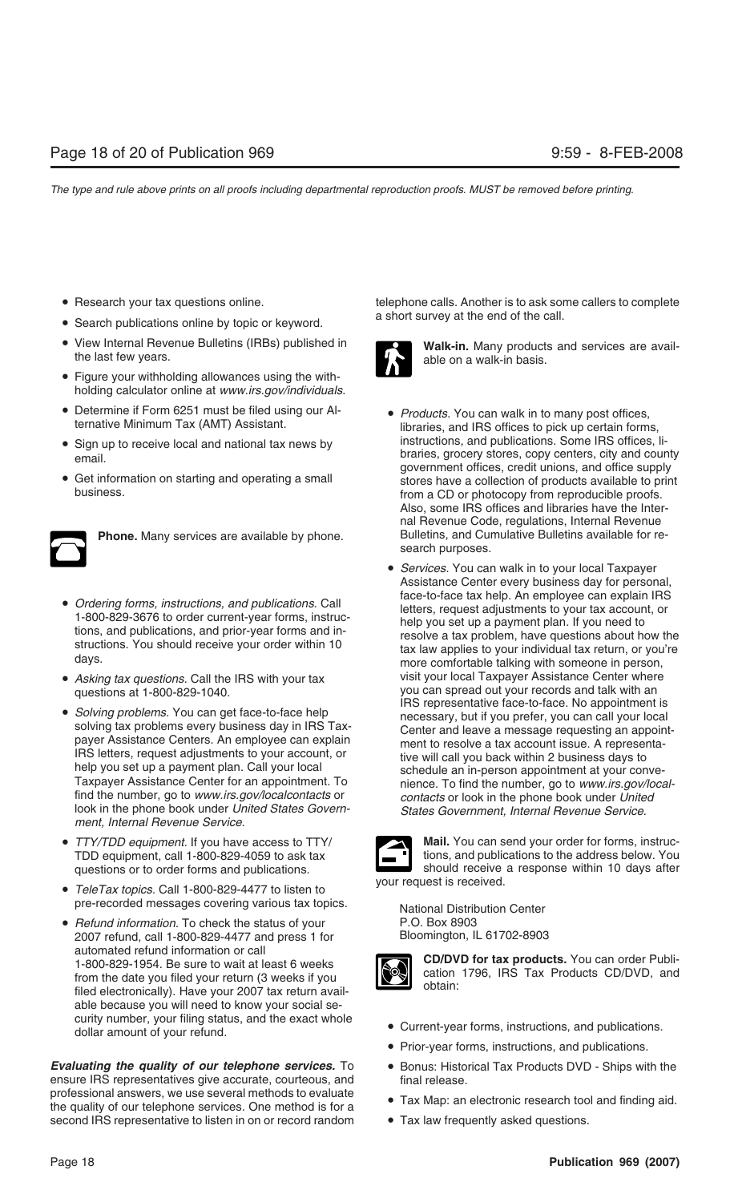- Research your tax questions online.
- Search publications online by topic or keyword.
- View Internal Revenue Bulletins (IRBs) published in the last few years.
- Figure your withholding allowances using the withholding calculator online at *www.irs.gov/individuals*.
- Determine if Form 6251 must be filed using our Alternative Minimum Tax (AMT) Assistant.
- Sign up to receive local and national tax news by email.
- Get information on starting and operating a small business.

**Phone.** Many services are available by phone.

- *Ordering forms, instructions, and publications.* Call 1-800-829-3676 to order current-year forms, instructions, and publications, and prior-year forms and instructions. You should receive your order within 10 days.
- *Asking tax questions.* Call the IRS with your tax questions at 1-800-829-1040.
- *Solving problems.* You can get face-to-face help solving tax problems every business day in IRS Taxpayer Assistance Centers. An employee can explain IRS letters, request adjustments to your account, or help you set up a payment plan. Call your local Taxpayer Assistance Center for an appointment. To find the number, go to *www.irs.gov/localcontacts* or look in the phone book under *United States Government, Internal Revenue Service.*
- *TTY/TDD equipment.* If you have access to TTY/TDD equipment, call 1-800-829-4059 to ask tax questions or to order forms and publications.
- *TeleTax topics.* Call 1-800-829-4477 to listen to pre-recorded messages covering various tax topics.
- *Refund information.* To check the status of your 2007 refund, call 1-800-829-4477 and press 1 for automated refund information or call 1-800-829-1954. Be sure to wait at least 6 weeks from the date you filed your return (3 weeks if you filed electronically). Have your 2007 tax return available because you will need to know your social security number, your filing status, and the exact whole dollar amount of your refund.

***Evaluating the quality of our telephone services.*** To ensure IRS representatives give accurate, courteous, and professional answers, we use several methods to evaluate the quality of our telephone services. One method is for a second IRS representative to listen in on or record random telephone calls. Another is to ask some callers to complete a short survey at the end of the call.

**Walk-in.** Many products and services are available on a walk-in basis.

- *Products.* You can walk in to many post offices, libraries, and IRS offices to pick up certain forms, instructions, and publications. Some IRS offices, libraries, grocery stores, copy centers, city and county government offices, credit unions, and office supply stores have a collection of products available to print from a CD or photocopy from reproducible proofs. Also, some IRS offices and libraries have the Internal Revenue Code, regulations, Internal Revenue Bulletins, and Cumulative Bulletins available for research purposes.
- *Services.* You can walk in to your local Taxpayer Assistance Center every business day for personal, face-to-face tax help. An employee can explain IRS letters, request adjustments to your tax account, or help you set up a payment plan. If you need to resolve a tax problem, have questions about how the tax law applies to your individual tax return, or you're more comfortable talking with someone in person, visit your local Taxpayer Assistance Center where you can spread out your records and talk with an IRS representative face-to-face. No appointment is necessary, but if you prefer, you can call your local Center and leave a message requesting an appointment to resolve a tax account issue. A representative will call you back within 2 business days to schedule an in-person appointment at your convenience. To find the number, go to *www.irs.gov/localcontacts* or look in the phone book under *United States Government, Internal Revenue Service.*

**Mail.** You can send your order for forms, instructions, and publications to the address below. You should receive a response within 10 days after your request is received.

National Distribution Center
P.O. Box 8903
Bloomington, IL 61702-8903

**CD/DVD for tax products.** You can order Publication 1796, IRS Tax Products CD/DVD, and obtain:

- Current-year forms, instructions, and publications.
- Prior-year forms, instructions, and publications.
- Bonus: Historical Tax Products DVD - Ships with the final release.
- Tax Map: an electronic research tool and finding aid.
- Tax law frequently asked questions.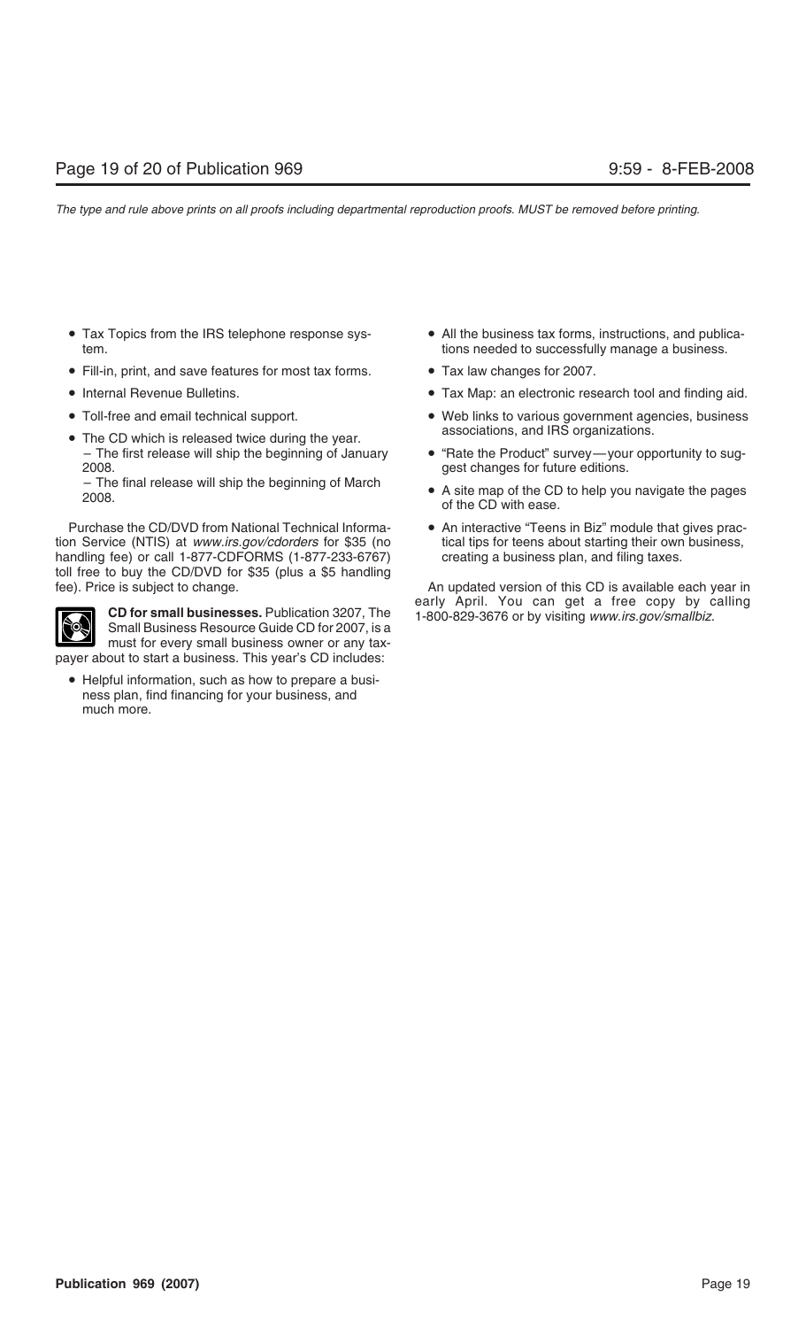- Tax Topics from the IRS telephone response system.
- Fill-in, print, and save features for most tax forms.
- Internal Revenue Bulletins.
- Toll-free and email technical support.
- The CD which is released twice during the year.
  - The first release will ship the beginning of January 2008.
  - The final release will ship the beginning of March 2008.

Purchase the CD/DVD from National Technical Information Service (NTIS) at *www.irs.gov/cdorders* for $35 (no handling fee) or call 1-877-CDFORMS (1-877-233-6767) toll free to buy the CD/DVD for $35 (plus a $5 handling fee). Price is subject to change.

**CD for small businesses.** Publication 3207, The Small Business Resource Guide CD for 2007, is a must for every small business owner or any taxpayer about to start a business. This year's CD includes:

- Helpful information, such as how to prepare a business plan, find financing for your business, and much more.
- All the business tax forms, instructions, and publications needed to successfully manage a business.
- Tax law changes for 2007.
- Tax Map: an electronic research tool and finding aid.
- Web links to various government agencies, business associations, and IRS organizations.
- "Rate the Product" survey—your opportunity to suggest changes for future editions.
- A site map of the CD to help you navigate the pages of the CD with ease.
- An interactive "Teens in Biz" module that gives practical tips for teens about starting their own business, creating a business plan, and filing taxes.

An updated version of this CD is available each year in early April. You can get a free copy by calling 1-800-829-3676 or by visiting *www.irs.gov/smallbiz*.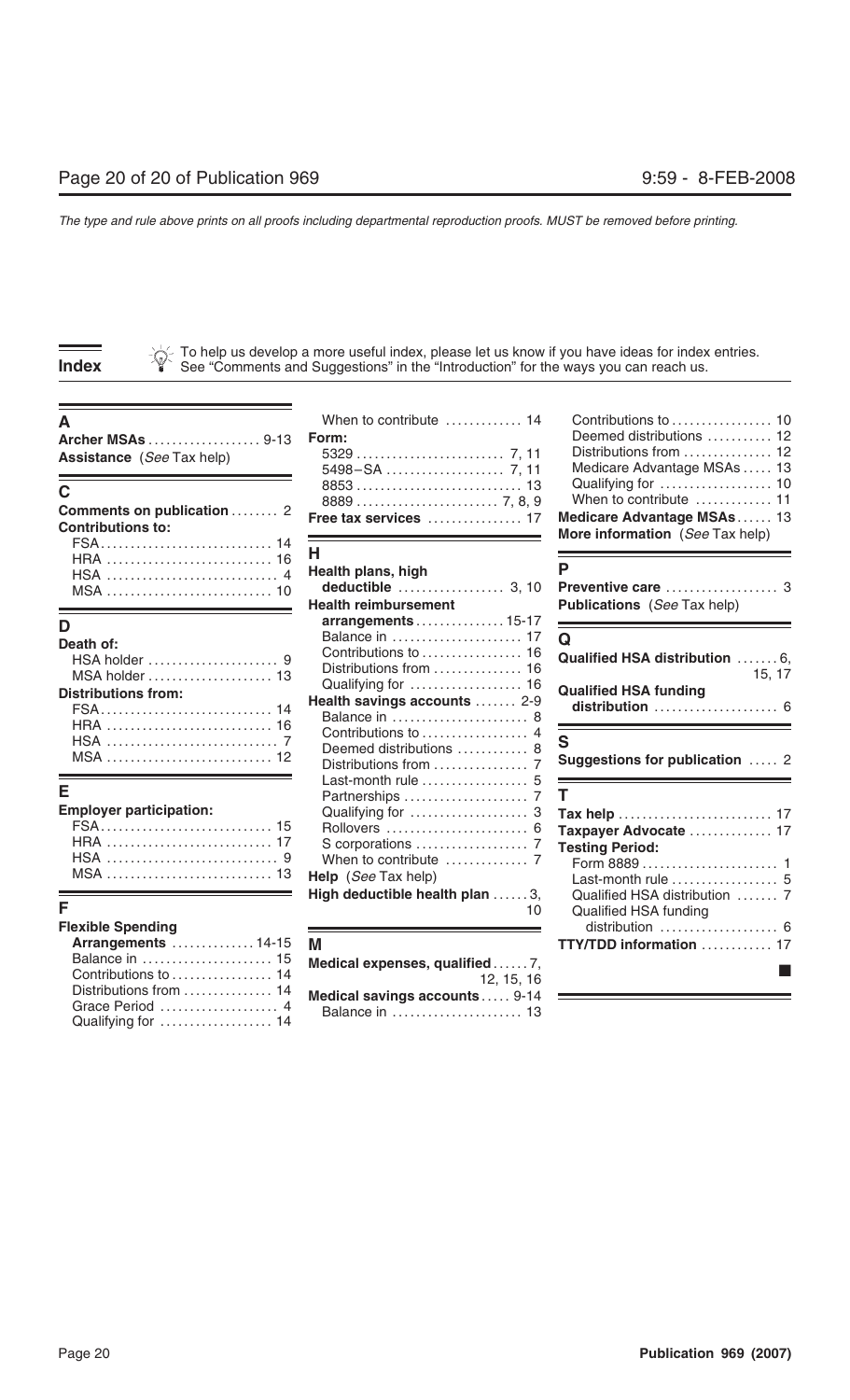The type and rule above prints on all proofs including departmental reproduction proofs. MUST be removed before printing.

# Index

To help us develop a more useful index, please let us know if you have ideas for index entries. See "Comments and Suggestions" in the "Introduction" for the ways you can reach us.

## A

**Archer MSAs** .................. 9-13
**Assistance** (*See* Tax help)

## C

**Comments on publication** ........ 2
**Contributions to:**
- FSA .......................... 14
- HRA .......................... 16
- HSA .......................... 4
- MSA .......................... 10

## D

**Death of:**
- HSA holder .................. 9
- MSA holder .................. 13

**Distributions from:**
- FSA .......................... 14
- HRA .......................... 16
- HSA .......................... 7
- MSA .......................... 12

## E

**Employer participation:**
- FSA .......................... 15
- HRA .......................... 17
- HSA .......................... 9
- MSA .......................... 13

## F

**Flexible Spending Arrangements** ............ 14-15
- Balance in ................... 15
- Contributions to ............. 14
- Distributions from ........... 14
- Grace Period ................. 4
- Qualifying for ............... 14
- When to contribute ........... 14

**Form:**
- 5329 ......................... 7, 11
- 5498–SA ...................... 7, 11
- 8853 ......................... 13
- 8889 ......................... 7, 8, 9

**Free tax services** ............. 17

## H

**Health plans, high deductible** ............... 3, 10
**Health reimbursement arrangements** .............. 15-17
- Balance in ................... 17
- Contributions to ............. 16
- Distributions from ........... 16
- Qualifying for ............... 16

**Health savings accounts** ....... 2-9
- Balance in ................... 8
- Contributions to ............. 4
- Deemed distributions ......... 8
- Distributions from ........... 7
- Last-month rule .............. 5
- Partnerships ................. 7
- Qualifying for ............... 3
- Rollovers .................... 6
- S corporations ............... 7
- When to contribute ........... 7

**Help** (*See* Tax help)
**High deductible health plan** ...... 3, 10

## M

**Medical expenses, qualified** ...... 7, 12, 15, 16
**Medical savings accounts** ..... 9-14
- Balance in ................... 13
- Contributions to ............. 10
- Deemed distributions ......... 12
- Distributions from ........... 12
- Medicare Advantage MSAs ...... 13
- Qualifying for ............... 10
- When to contribute ........... 11

**Medicare Advantage MSAs** ...... 13
**More information** (*See* Tax help)

## P

**Preventive care** ............... 3
**Publications** (*See* Tax help)

## Q

**Qualified HSA distribution** ....... 6, 15, 17
**Qualified HSA funding distribution** .................. 6

## S

**Suggestions for publication** ..... 2

## T

**Tax help** ...................... 17
**Taxpayer Advocate** ............. 17
**Testing Period:**
- Form 8889 .................... 1
- Last-month rule .............. 5
- Qualified HSA distribution ... 7
- Qualified HSA funding distribution ................. 6

**TTY/TDD information** ........... 17

■